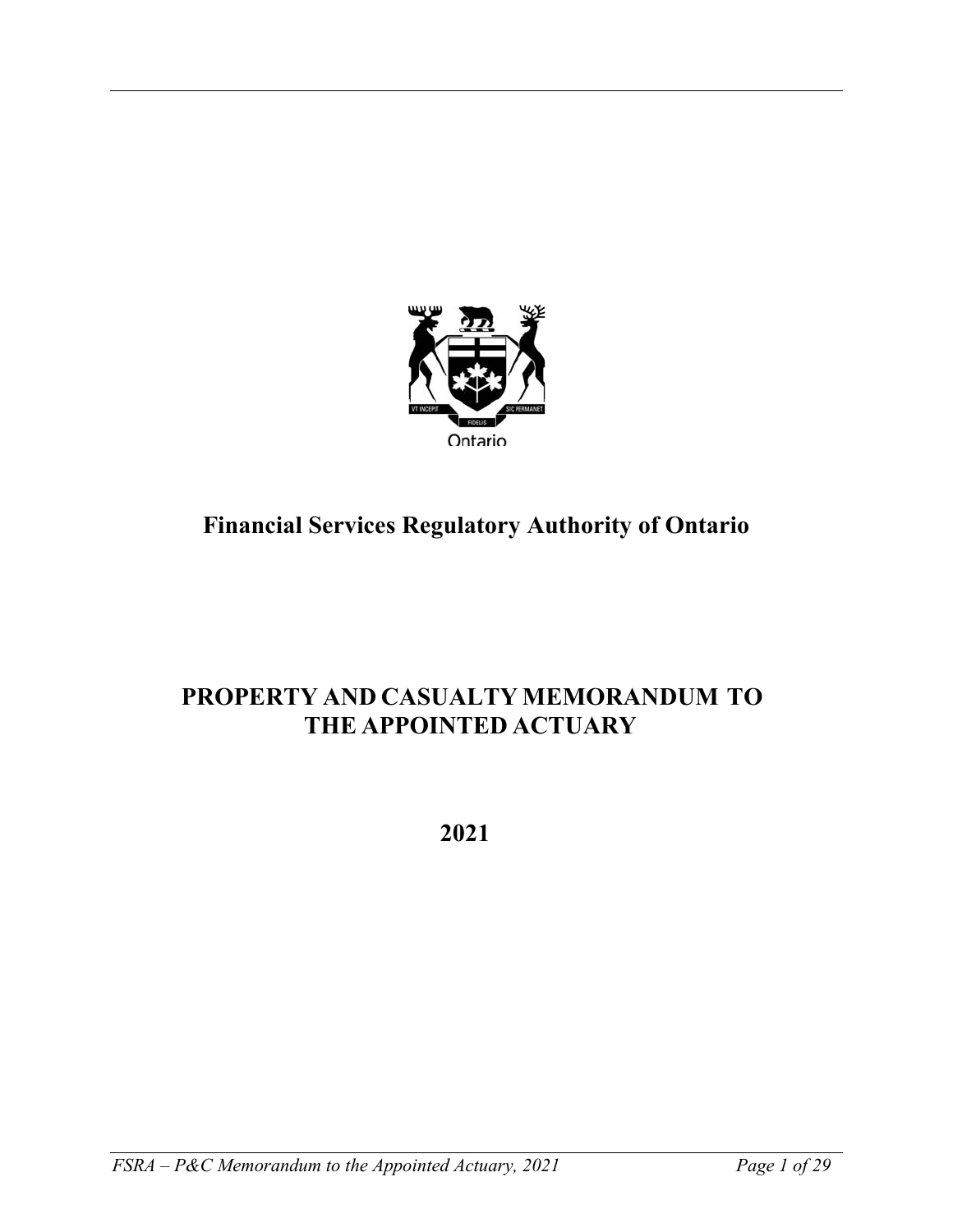Ontario

# Financial Services Regulatory Authority of Ontario

# PROPERTY AND CASUALTY MEMORANDUM TO THE APPOINTED ACTUARY

## 2021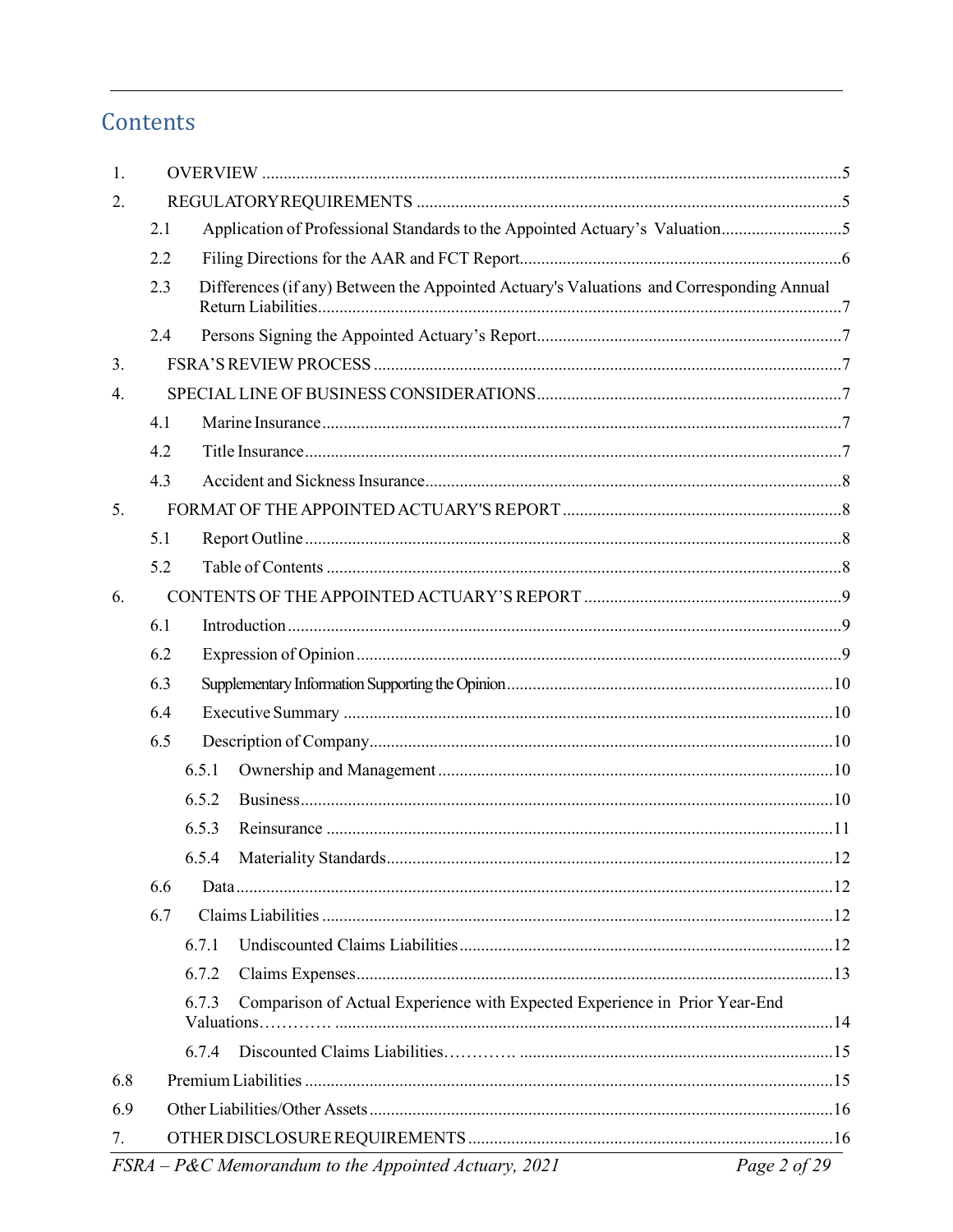# Contents

1. OVERVIEW ..... 5
2. REGULATORYREQUIREMENTS ..... 5
   - 2.1 Application of Professional Standards to the Appointed Actuary's Valuation ..... 5
   - 2.2 Filing Directions for the AAR and FCT Report ..... 6
   - 2.3 Differences (if any) Between the Appointed Actuary's Valuations and Corresponding Annual Return Liabilities ..... 7
   - 2.4 Persons Signing the Appointed Actuary's Report ..... 7
3. FSRA'S REVIEW PROCESS ..... 7
4. SPECIAL LINE OF BUSINESS CONSIDERATIONS ..... 7
   - 4.1 Marine Insurance ..... 7
   - 4.2 Title Insurance ..... 7
   - 4.3 Accident and Sickness Insurance ..... 8
5. FORMAT OF THE APPOINTED ACTUARY'S REPORT ..... 8
   - 5.1 Report Outline ..... 8
   - 5.2 Table of Contents ..... 8
6. CONTENTS OF THE APPOINTED ACTUARY'S REPORT ..... 9
   - 6.1 Introduction ..... 9
   - 6.2 Expression of Opinion ..... 9
   - 6.3 Supplementary Information Supporting the Opinion ..... 10
   - 6.4 Executive Summary ..... 10
   - 6.5 Description of Company ..... 10
     - 6.5.1 Ownership and Management ..... 10
     - 6.5.2 Business ..... 10
     - 6.5.3 Reinsurance ..... 11
     - 6.5.4 Materiality Standards ..... 12
   - 6.6 Data ..... 12
   - 6.7 Claims Liabilities ..... 12
     - 6.7.1 Undiscounted Claims Liabilities ..... 12
     - 6.7.2 Claims Expenses ..... 13
     - 6.7.3 Comparison of Actual Experience with Expected Experience in Prior Year-End Valuations ..... 14
     - 6.7.4 Discounted Claims Liabilities ..... 15
   - 6.8 Premium Liabilities ..... 15
   - 6.9 Other Liabilities/Other Assets ..... 16
7. OTHER DISCLOSURE REQUIREMENTS ..... 16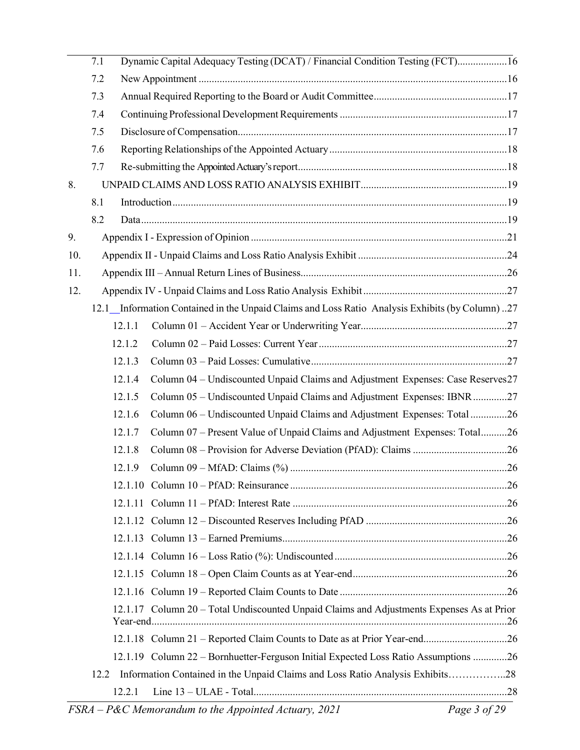| | | |
|---|---|---|
| 7.1 | Dynamic Capital Adequacy Testing (DCAT) / Financial Condition Testing (FCT) | 16 |
| 7.2 | New Appointment | 16 |
| 7.3 | Annual Required Reporting to the Board or Audit Committee | 17 |
| 7.4 | Continuing Professional Development Requirements | 17 |
| 7.5 | Disclosure of Compensation | 17 |
| 7.6 | Reporting Relationships of the Appointed Actuary | 18 |
| 7.7 | Re-submitting the Appointed Actuary's report | 18 |
| 8. | UNPAID CLAIMS AND LOSS RATIO ANALYSIS EXHIBIT | 19 |
| 8.1 | Introduction | 19 |
| 8.2 | Data | 19 |
| 9. | Appendix I - Expression of Opinion | 21 |
| 10. | Appendix II - Unpaid Claims and Loss Ratio Analysis Exhibit | 24 |
| 11. | Appendix III – Annual Return Lines of Business | 26 |
| 12. | Appendix IV - Unpaid Claims and Loss Ratio Analysis Exhibit | 27 |
| 12.1 | Information Contained in the Unpaid Claims and Loss Ratio Analysis Exhibits (by Column) | 27 |
| 12.1.1 | Column 01 – Accident Year or Underwriting Year | 27 |
| 12.1.2 | Column 02 – Paid Losses: Current Year | 27 |
| 12.1.3 | Column 03 – Paid Losses: Cumulative | 27 |
| 12.1.4 | Column 04 – Undiscounted Unpaid Claims and Adjustment Expenses: Case Reserves | 27 |
| 12.1.5 | Column 05 – Undiscounted Unpaid Claims and Adjustment Expenses: IBNR | 27 |
| 12.1.6 | Column 06 – Undiscounted Unpaid Claims and Adjustment Expenses: Total | 26 |
| 12.1.7 | Column 07 – Present Value of Unpaid Claims and Adjustment Expenses: Total | 26 |
| 12.1.8 | Column 08 – Provision for Adverse Deviation (PfAD): Claims | 26 |
| 12.1.9 | Column 09 – MfAD: Claims (%) | 26 |
| 12.1.10 | Column 10 – PfAD: Reinsurance | 26 |
| 12.1.11 | Column 11 – PfAD: Interest Rate | 26 |
| 12.1.12 | Column 12 – Discounted Reserves Including PfAD | 26 |
| 12.1.13 | Column 13 – Earned Premiums | 26 |
| 12.1.14 | Column 16 – Loss Ratio (%): Undiscounted | 26 |
| 12.1.15 | Column 18 – Open Claim Counts as at Year-end | 26 |
| 12.1.16 | Column 19 – Reported Claim Counts to Date | 26 |
| 12.1.17 | Column 20 – Total Undiscounted Unpaid Claims and Adjustments Expenses As at Prior Year-end | 26 |
| 12.1.18 | Column 21 – Reported Claim Counts to Date as at Prior Year-end | 26 |
| 12.1.19 | Column 22 – Bornhuetter-Ferguson Initial Expected Loss Ratio Assumptions | 26 |
| 12.2 | Information Contained in the Unpaid Claims and Loss Ratio Analysis Exhibits | 28 |
| 12.2.1 | Line 13 – ULAE - Total | 28 |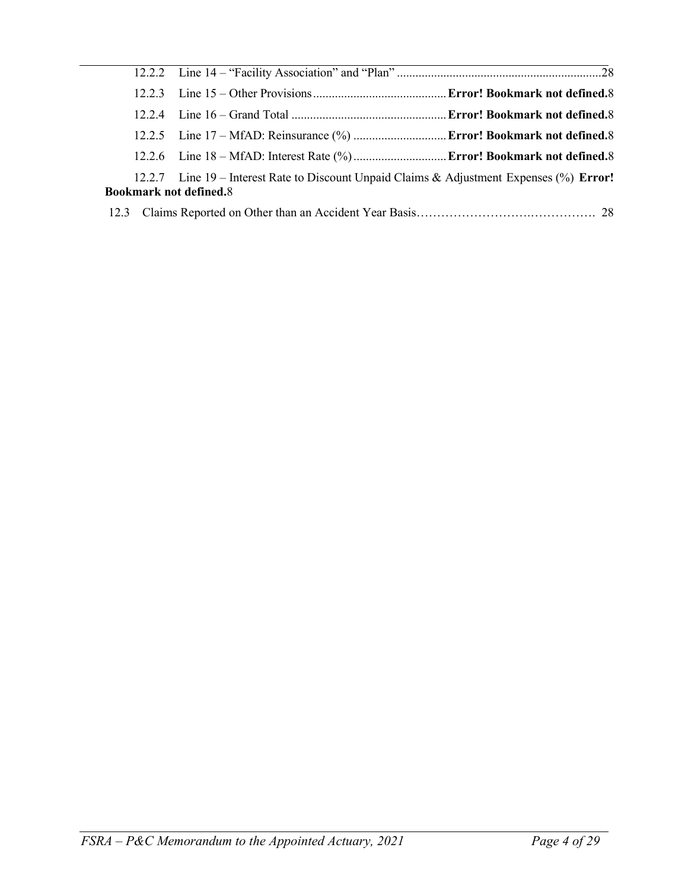12.2.2 Line 14 – "Facility Association" and "Plan" ....................................................................28

12.2.3 Line 15 – Other Provisions........................................... **Error! Bookmark not defined.**8

12.2.4 Line 16 – Grand Total ................................................. **Error! Bookmark not defined.**8

12.2.5 Line 17 – MfAD: Reinsurance (%) ............................. **Error! Bookmark not defined.**8

12.2.6 Line 18 – MfAD: Interest Rate (%)............................. **Error! Bookmark not defined.**8

12.2.7 Line 19 – Interest Rate to Discount Unpaid Claims & Adjustment Expenses (%) **Error! Bookmark not defined.**8

12.3 Claims Reported on Other than an Accident Year Basis……………………….……………. 28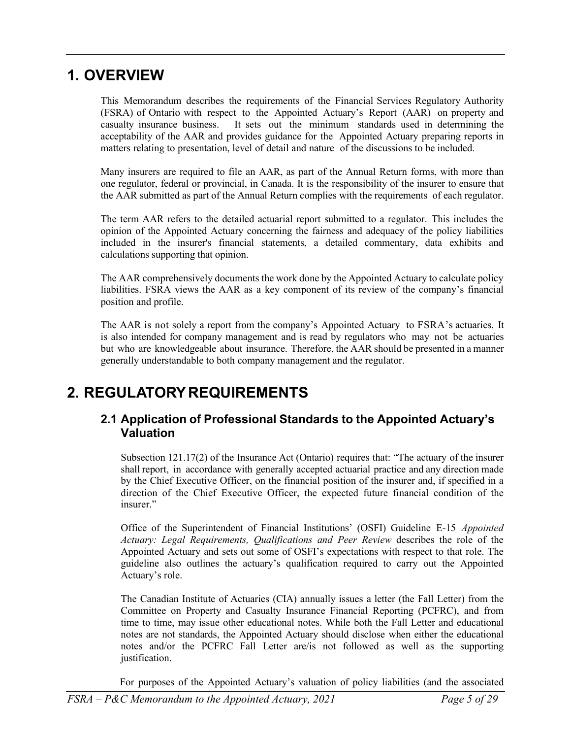# 1. OVERVIEW

This Memorandum describes the requirements of the Financial Services Regulatory Authority (FSRA) of Ontario with respect to the Appointed Actuary's Report (AAR) on property and casualty insurance business. It sets out the minimum standards used in determining the acceptability of the AAR and provides guidance for the Appointed Actuary preparing reports in matters relating to presentation, level of detail and nature of the discussions to be included.

Many insurers are required to file an AAR, as part of the Annual Return forms, with more than one regulator, federal or provincial, in Canada. It is the responsibility of the insurer to ensure that the AAR submitted as part of the Annual Return complies with the requirements of each regulator.

The term AAR refers to the detailed actuarial report submitted to a regulator. This includes the opinion of the Appointed Actuary concerning the fairness and adequacy of the policy liabilities included in the insurer's financial statements, a detailed commentary, data exhibits and calculations supporting that opinion.

The AAR comprehensively documents the work done by the Appointed Actuary to calculate policy liabilities. FSRA views the AAR as a key component of its review of the company's financial position and profile.

The AAR is not solely a report from the company's Appointed Actuary to FSRA's actuaries. It is also intended for company management and is read by regulators who may not be actuaries but who are knowledgeable about insurance. Therefore, the AAR should be presented in a manner generally understandable to both company management and the regulator.

# 2. REGULATORY REQUIREMENTS

## 2.1 Application of Professional Standards to the Appointed Actuary's Valuation

Subsection 121.17(2) of the Insurance Act (Ontario) requires that: "The actuary of the insurer shall report, in accordance with generally accepted actuarial practice and any direction made by the Chief Executive Officer, on the financial position of the insurer and, if specified in a direction of the Chief Executive Officer, the expected future financial condition of the insurer."

Office of the Superintendent of Financial Institutions' (OSFI) Guideline E-15 *Appointed Actuary: Legal Requirements, Qualifications and Peer Review* describes the role of the Appointed Actuary and sets out some of OSFI's expectations with respect to that role. The guideline also outlines the actuary's qualification required to carry out the Appointed Actuary's role.

The Canadian Institute of Actuaries (CIA) annually issues a letter (the Fall Letter) from the Committee on Property and Casualty Insurance Financial Reporting (PCFRC), and from time to time, may issue other educational notes. While both the Fall Letter and educational notes are not standards, the Appointed Actuary should disclose when either the educational notes and/or the PCFRC Fall Letter are/is not followed as well as the supporting justification.

For purposes of the Appointed Actuary's valuation of policy liabilities (and the associated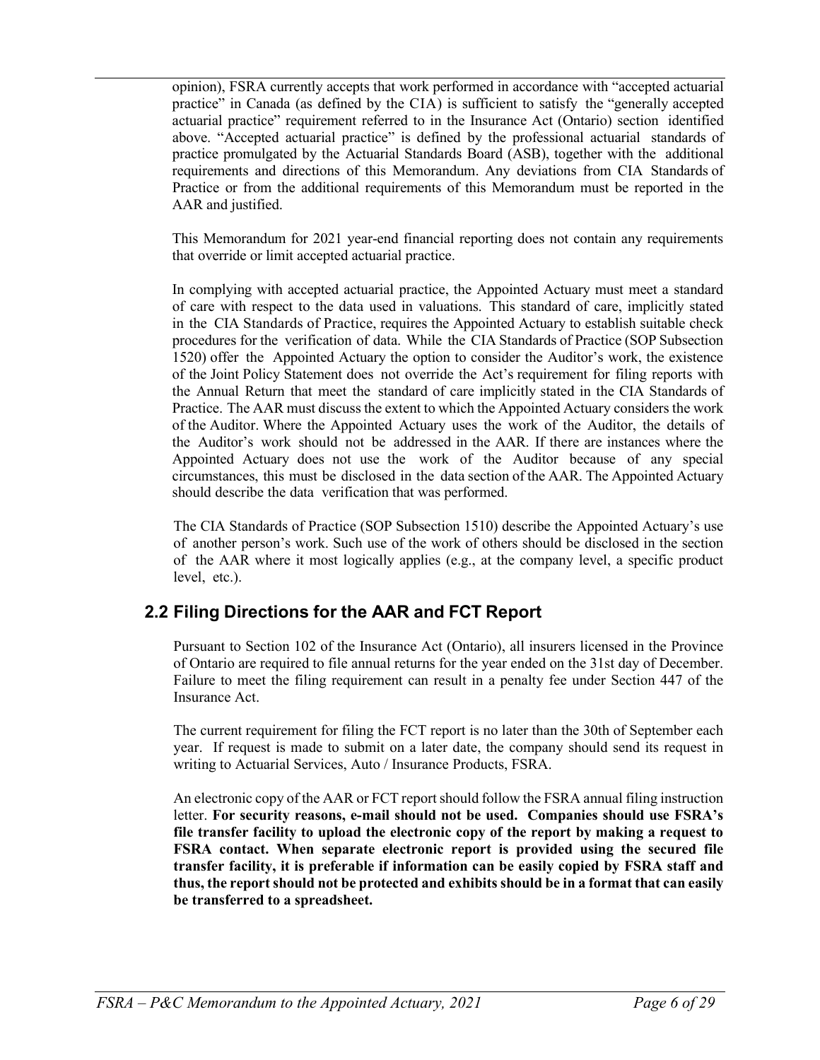opinion), FSRA currently accepts that work performed in accordance with "accepted actuarial practice" in Canada (as defined by the CIA) is sufficient to satisfy the "generally accepted actuarial practice" requirement referred to in the Insurance Act (Ontario) section identified above. "Accepted actuarial practice" is defined by the professional actuarial standards of practice promulgated by the Actuarial Standards Board (ASB), together with the additional requirements and directions of this Memorandum. Any deviations from CIA Standards of Practice or from the additional requirements of this Memorandum must be reported in the AAR and justified.

This Memorandum for 2021 year-end financial reporting does not contain any requirements that override or limit accepted actuarial practice.

In complying with accepted actuarial practice, the Appointed Actuary must meet a standard of care with respect to the data used in valuations. This standard of care, implicitly stated in the CIA Standards of Practice, requires the Appointed Actuary to establish suitable check procedures for the verification of data. While the CIA Standards of Practice (SOP Subsection 1520) offer the Appointed Actuary the option to consider the Auditor's work, the existence of the Joint Policy Statement does not override the Act's requirement for filing reports with the Annual Return that meet the standard of care implicitly stated in the CIA Standards of Practice. The AAR must discuss the extent to which the Appointed Actuary considers the work of the Auditor. Where the Appointed Actuary uses the work of the Auditor, the details of the Auditor's work should not be addressed in the AAR. If there are instances where the Appointed Actuary does not use the work of the Auditor because of any special circumstances, this must be disclosed in the data section of the AAR. The Appointed Actuary should describe the data verification that was performed.

The CIA Standards of Practice (SOP Subsection 1510) describe the Appointed Actuary's use of another person's work. Such use of the work of others should be disclosed in the section of the AAR where it most logically applies (e.g., at the company level, a specific product level, etc.).

## 2.2 Filing Directions for the AAR and FCT Report

Pursuant to Section 102 of the Insurance Act (Ontario), all insurers licensed in the Province of Ontario are required to file annual returns for the year ended on the 31st day of December. Failure to meet the filing requirement can result in a penalty fee under Section 447 of the Insurance Act.

The current requirement for filing the FCT report is no later than the 30th of September each year. If request is made to submit on a later date, the company should send its request in writing to Actuarial Services, Auto / Insurance Products, FSRA.

An electronic copy of the AAR or FCT report should follow the FSRA annual filing instruction letter. **For security reasons, e-mail should not be used. Companies should use FSRA's file transfer facility to upload the electronic copy of the report by making a request to FSRA contact. When separate electronic report is provided using the secured file transfer facility, it is preferable if information can be easily copied by FSRA staff and thus, the report should not be protected and exhibits should be in a format that can easily be transferred to a spreadsheet.**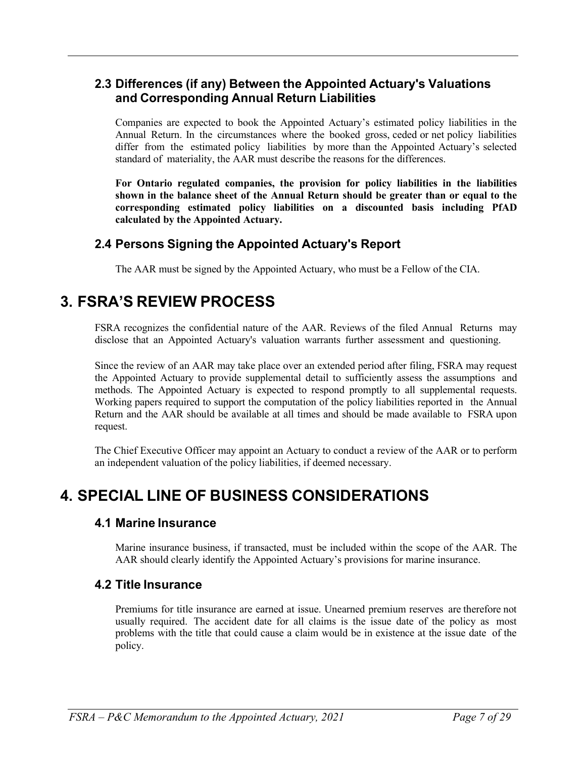### 2.3 Differences (if any) Between the Appointed Actuary's Valuations and Corresponding Annual Return Liabilities

Companies are expected to book the Appointed Actuary's estimated policy liabilities in the Annual Return. In the circumstances where the booked gross, ceded or net policy liabilities differ from the estimated policy liabilities by more than the Appointed Actuary's selected standard of materiality, the AAR must describe the reasons for the differences.

**For Ontario regulated companies, the provision for policy liabilities in the liabilities shown in the balance sheet of the Annual Return should be greater than or equal to the corresponding estimated policy liabilities on a discounted basis including PfAD calculated by the Appointed Actuary.**

### 2.4 Persons Signing the Appointed Actuary's Report

The AAR must be signed by the Appointed Actuary, who must be a Fellow of the CIA.

## 3. FSRA'S REVIEW PROCESS

FSRA recognizes the confidential nature of the AAR. Reviews of the filed Annual Returns may disclose that an Appointed Actuary's valuation warrants further assessment and questioning.

Since the review of an AAR may take place over an extended period after filing, FSRA may request the Appointed Actuary to provide supplemental detail to sufficiently assess the assumptions and methods. The Appointed Actuary is expected to respond promptly to all supplemental requests. Working papers required to support the computation of the policy liabilities reported in the Annual Return and the AAR should be available at all times and should be made available to FSRA upon request.

The Chief Executive Officer may appoint an Actuary to conduct a review of the AAR or to perform an independent valuation of the policy liabilities, if deemed necessary.

## 4. SPECIAL LINE OF BUSINESS CONSIDERATIONS

### 4.1 Marine Insurance

Marine insurance business, if transacted, must be included within the scope of the AAR. The AAR should clearly identify the Appointed Actuary's provisions for marine insurance.

### 4.2 Title Insurance

Premiums for title insurance are earned at issue. Unearned premium reserves are therefore not usually required. The accident date for all claims is the issue date of the policy as most problems with the title that could cause a claim would be in existence at the issue date of the policy.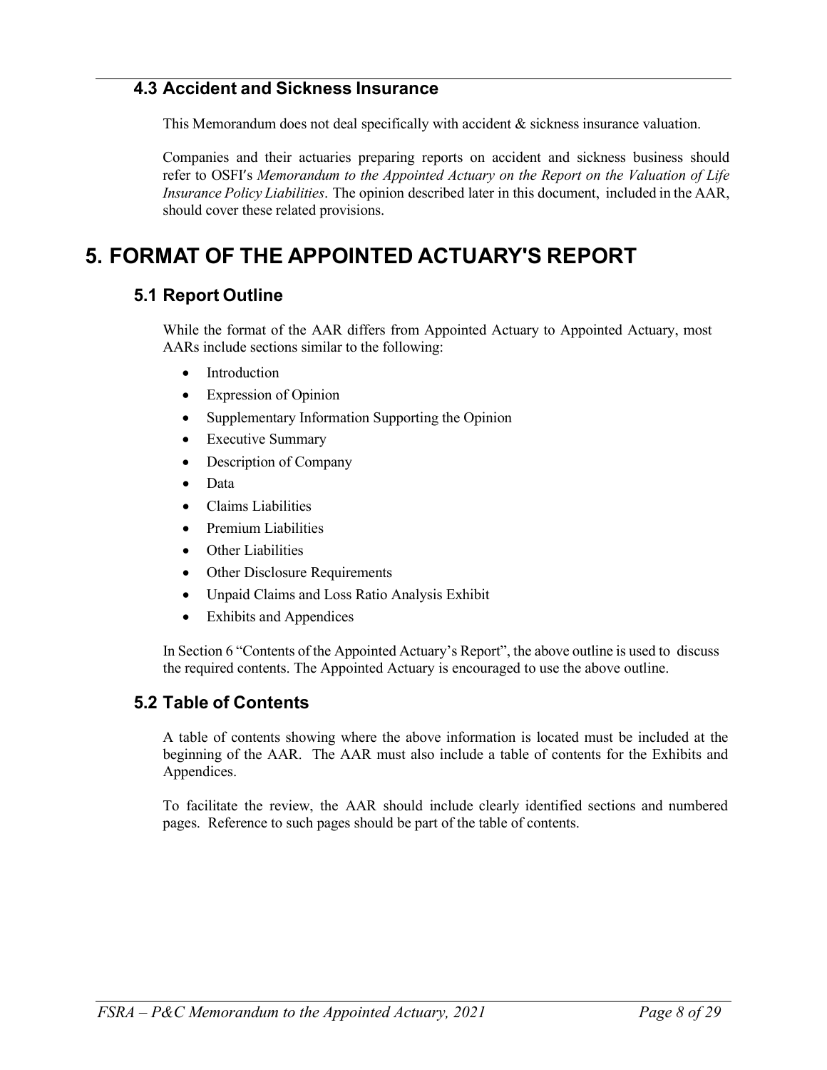### 4.3 Accident and Sickness Insurance

This Memorandum does not deal specifically with accident & sickness insurance valuation.

Companies and their actuaries preparing reports on accident and sickness business should refer to OSFI's *Memorandum to the Appointed Actuary on the Report on the Valuation of Life Insurance Policy Liabilities*. The opinion described later in this document, included in the AAR, should cover these related provisions.

## 5. FORMAT OF THE APPOINTED ACTUARY'S REPORT

### 5.1 Report Outline

While the format of the AAR differs from Appointed Actuary to Appointed Actuary, most AARs include sections similar to the following:

- Introduction
- Expression of Opinion
- Supplementary Information Supporting the Opinion
- Executive Summary
- Description of Company
- Data
- Claims Liabilities
- Premium Liabilities
- Other Liabilities
- Other Disclosure Requirements
- Unpaid Claims and Loss Ratio Analysis Exhibit
- Exhibits and Appendices

In Section 6 "Contents of the Appointed Actuary's Report", the above outline is used to discuss the required contents. The Appointed Actuary is encouraged to use the above outline.

### 5.2 Table of Contents

A table of contents showing where the above information is located must be included at the beginning of the AAR. The AAR must also include a table of contents for the Exhibits and Appendices.

To facilitate the review, the AAR should include clearly identified sections and numbered pages. Reference to such pages should be part of the table of contents.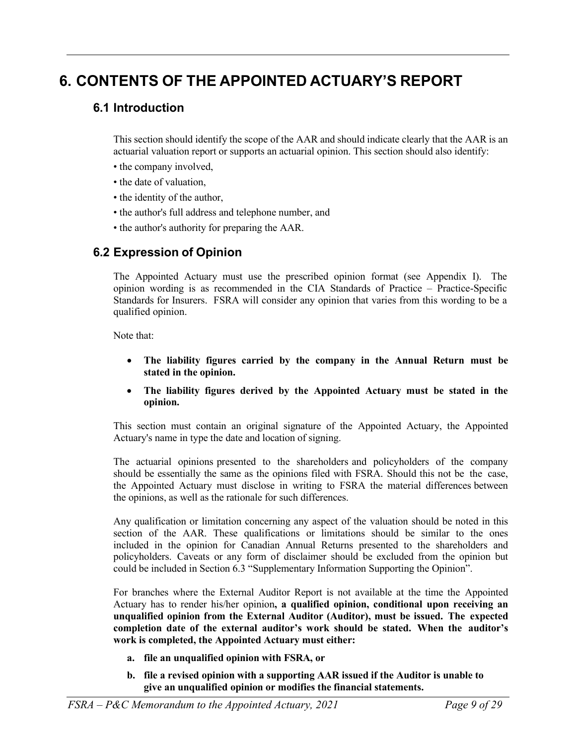# 6. CONTENTS OF THE APPOINTED ACTUARY'S REPORT

## 6.1 Introduction

This section should identify the scope of the AAR and should indicate clearly that the AAR is an actuarial valuation report or supports an actuarial opinion. This section should also identify:

- the company involved,
- the date of valuation,
- the identity of the author,
- the author's full address and telephone number, and
- the author's authority for preparing the AAR.

## 6.2 Expression of Opinion

The Appointed Actuary must use the prescribed opinion format (see Appendix I). The opinion wording is as recommended in the CIA Standards of Practice – Practice-Specific Standards for Insurers. FSRA will consider any opinion that varies from this wording to be a qualified opinion.

Note that:

- **The liability figures carried by the company in the Annual Return must be stated in the opinion.**
- **The liability figures derived by the Appointed Actuary must be stated in the opinion.**

This section must contain an original signature of the Appointed Actuary, the Appointed Actuary's name in type the date and location of signing.

The actuarial opinions presented to the shareholders and policyholders of the company should be essentially the same as the opinions filed with FSRA. Should this not be the case, the Appointed Actuary must disclose in writing to FSRA the material differences between the opinions, as well as the rationale for such differences.

Any qualification or limitation concerning any aspect of the valuation should be noted in this section of the AAR. These qualifications or limitations should be similar to the ones included in the opinion for Canadian Annual Returns presented to the shareholders and policyholders. Caveats or any form of disclaimer should be excluded from the opinion but could be included in Section 6.3 "Supplementary Information Supporting the Opinion".

For branches where the External Auditor Report is not available at the time the Appointed Actuary has to render his/her opinion**, a qualified opinion, conditional upon receiving an unqualified opinion from the External Auditor (Auditor), must be issued. The expected completion date of the external auditor's work should be stated. When the auditor's work is completed, the Appointed Actuary must either:**

a. **file an unqualified opinion with FSRA, or**
b. **file a revised opinion with a supporting AAR issued if the Auditor is unable to give an unqualified opinion or modifies the financial statements.**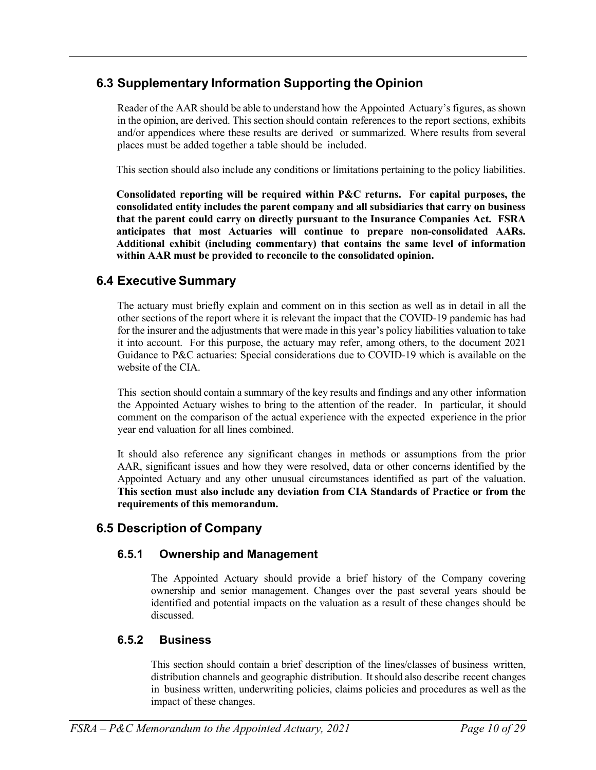## 6.3 Supplementary Information Supporting the Opinion

Reader of the AAR should be able to understand how the Appointed Actuary's figures, as shown in the opinion, are derived. This section should contain references to the report sections, exhibits and/or appendices where these results are derived or summarized. Where results from several places must be added together a table should be included.

This section should also include any conditions or limitations pertaining to the policy liabilities.

**Consolidated reporting will be required within P&C returns. For capital purposes, the consolidated entity includes the parent company and all subsidiaries that carry on business that the parent could carry on directly pursuant to the Insurance Companies Act. FSRA anticipates that most Actuaries will continue to prepare non-consolidated AARs. Additional exhibit (including commentary) that contains the same level of information within AAR must be provided to reconcile to the consolidated opinion.**

## 6.4 Executive Summary

The actuary must briefly explain and comment on in this section as well as in detail in all the other sections of the report where it is relevant the impact that the COVID-19 pandemic has had for the insurer and the adjustments that were made in this year's policy liabilities valuation to take it into account. For this purpose, the actuary may refer, among others, to the document 2021 Guidance to P&C actuaries: Special considerations due to COVID-19 which is available on the website of the CIA.

This section should contain a summary of the key results and findings and any other information the Appointed Actuary wishes to bring to the attention of the reader. In particular, it should comment on the comparison of the actual experience with the expected experience in the prior year end valuation for all lines combined.

It should also reference any significant changes in methods or assumptions from the prior AAR, significant issues and how they were resolved, data or other concerns identified by the Appointed Actuary and any other unusual circumstances identified as part of the valuation. **This section must also include any deviation from CIA Standards of Practice or from the requirements of this memorandum.**

## 6.5 Description of Company

### 6.5.1 Ownership and Management

The Appointed Actuary should provide a brief history of the Company covering ownership and senior management. Changes over the past several years should be identified and potential impacts on the valuation as a result of these changes should be discussed.

### 6.5.2 Business

This section should contain a brief description of the lines/classes of business written, distribution channels and geographic distribution. It should also describe recent changes in business written, underwriting policies, claims policies and procedures as well as the impact of these changes.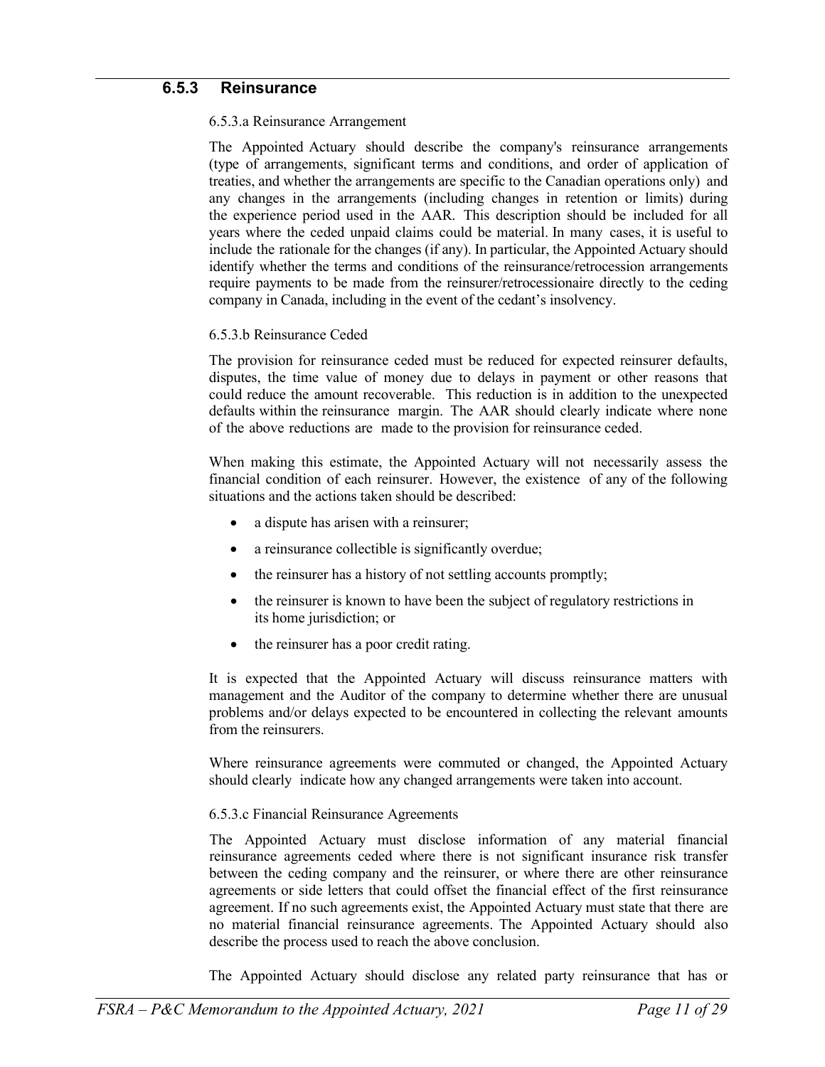### 6.5.3 Reinsurance

6.5.3.a Reinsurance Arrangement

The Appointed Actuary should describe the company's reinsurance arrangements (type of arrangements, significant terms and conditions, and order of application of treaties, and whether the arrangements are specific to the Canadian operations only) and any changes in the arrangements (including changes in retention or limits) during the experience period used in the AAR. This description should be included for all years where the ceded unpaid claims could be material. In many cases, it is useful to include the rationale for the changes (if any). In particular, the Appointed Actuary should identify whether the terms and conditions of the reinsurance/retrocession arrangements require payments to be made from the reinsurer/retrocessionaire directly to the ceding company in Canada, including in the event of the cedant's insolvency.

6.5.3.b Reinsurance Ceded

The provision for reinsurance ceded must be reduced for expected reinsurer defaults, disputes, the time value of money due to delays in payment or other reasons that could reduce the amount recoverable. This reduction is in addition to the unexpected defaults within the reinsurance margin. The AAR should clearly indicate where none of the above reductions are made to the provision for reinsurance ceded.

When making this estimate, the Appointed Actuary will not necessarily assess the financial condition of each reinsurer. However, the existence of any of the following situations and the actions taken should be described:

- a dispute has arisen with a reinsurer;
- a reinsurance collectible is significantly overdue;
- the reinsurer has a history of not settling accounts promptly;
- the reinsurer is known to have been the subject of regulatory restrictions in its home jurisdiction; or
- the reinsurer has a poor credit rating.

It is expected that the Appointed Actuary will discuss reinsurance matters with management and the Auditor of the company to determine whether there are unusual problems and/or delays expected to be encountered in collecting the relevant amounts from the reinsurers.

Where reinsurance agreements were commuted or changed, the Appointed Actuary should clearly indicate how any changed arrangements were taken into account.

6.5.3.c Financial Reinsurance Agreements

The Appointed Actuary must disclose information of any material financial reinsurance agreements ceded where there is not significant insurance risk transfer between the ceding company and the reinsurer, or where there are other reinsurance agreements or side letters that could offset the financial effect of the first reinsurance agreement. If no such agreements exist, the Appointed Actuary must state that there are no material financial reinsurance agreements. The Appointed Actuary should also describe the process used to reach the above conclusion.

The Appointed Actuary should disclose any related party reinsurance that has or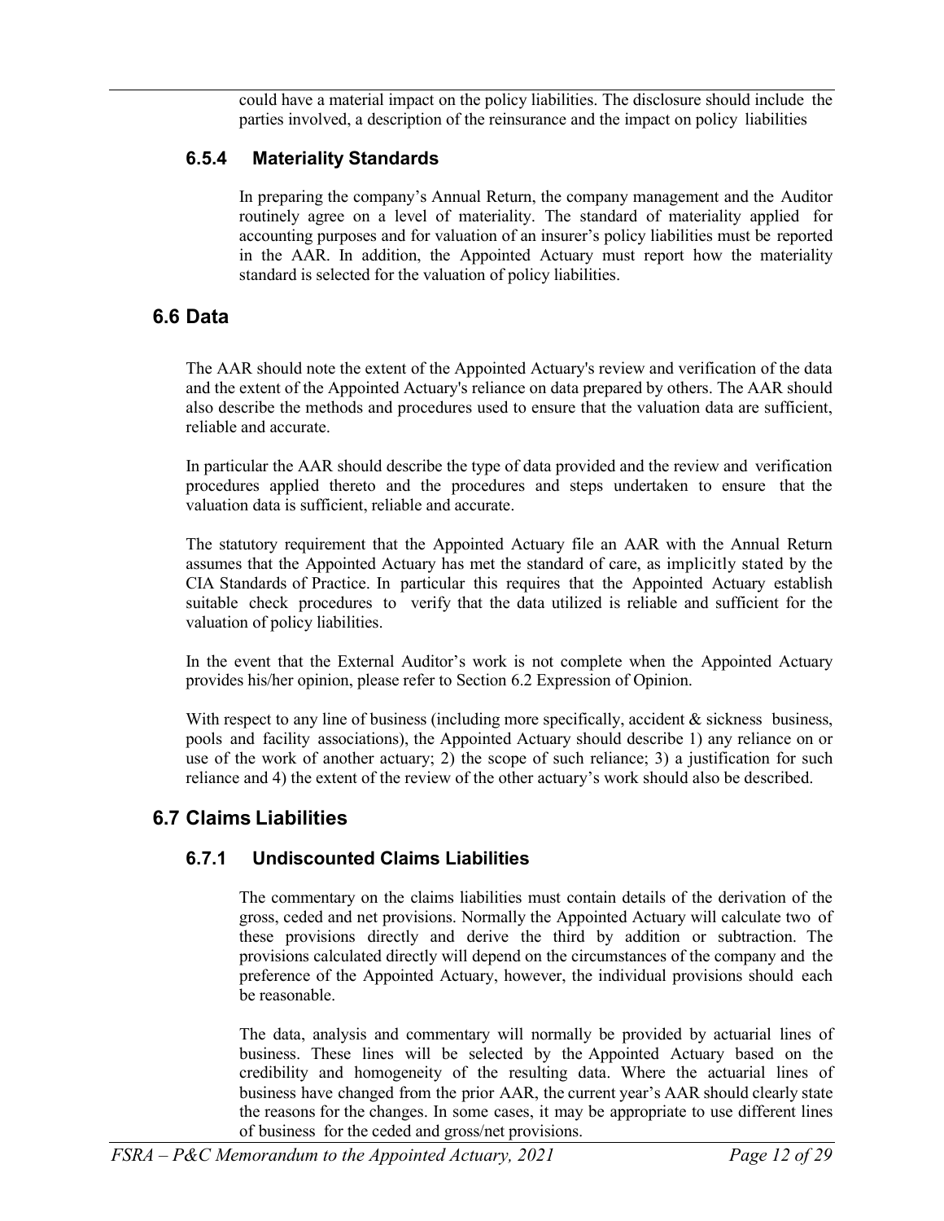could have a material impact on the policy liabilities. The disclosure should include the parties involved, a description of the reinsurance and the impact on policy liabilities

### 6.5.4 Materiality Standards

In preparing the company's Annual Return, the company management and the Auditor routinely agree on a level of materiality. The standard of materiality applied for accounting purposes and for valuation of an insurer's policy liabilities must be reported in the AAR. In addition, the Appointed Actuary must report how the materiality standard is selected for the valuation of policy liabilities.

## 6.6 Data

The AAR should note the extent of the Appointed Actuary's review and verification of the data and the extent of the Appointed Actuary's reliance on data prepared by others. The AAR should also describe the methods and procedures used to ensure that the valuation data are sufficient, reliable and accurate.

In particular the AAR should describe the type of data provided and the review and verification procedures applied thereto and the procedures and steps undertaken to ensure that the valuation data is sufficient, reliable and accurate.

The statutory requirement that the Appointed Actuary file an AAR with the Annual Return assumes that the Appointed Actuary has met the standard of care, as implicitly stated by the CIA Standards of Practice. In particular this requires that the Appointed Actuary establish suitable check procedures to verify that the data utilized is reliable and sufficient for the valuation of policy liabilities.

In the event that the External Auditor's work is not complete when the Appointed Actuary provides his/her opinion, please refer to Section 6.2 Expression of Opinion.

With respect to any line of business (including more specifically, accident & sickness business, pools and facility associations), the Appointed Actuary should describe 1) any reliance on or use of the work of another actuary; 2) the scope of such reliance; 3) a justification for such reliance and 4) the extent of the review of the other actuary's work should also be described.

## 6.7 Claims Liabilities

### 6.7.1 Undiscounted Claims Liabilities

The commentary on the claims liabilities must contain details of the derivation of the gross, ceded and net provisions. Normally the Appointed Actuary will calculate two of these provisions directly and derive the third by addition or subtraction. The provisions calculated directly will depend on the circumstances of the company and the preference of the Appointed Actuary, however, the individual provisions should each be reasonable.

The data, analysis and commentary will normally be provided by actuarial lines of business. These lines will be selected by the Appointed Actuary based on the credibility and homogeneity of the resulting data. Where the actuarial lines of business have changed from the prior AAR, the current year's AAR should clearly state the reasons for the changes. In some cases, it may be appropriate to use different lines of business for the ceded and gross/net provisions.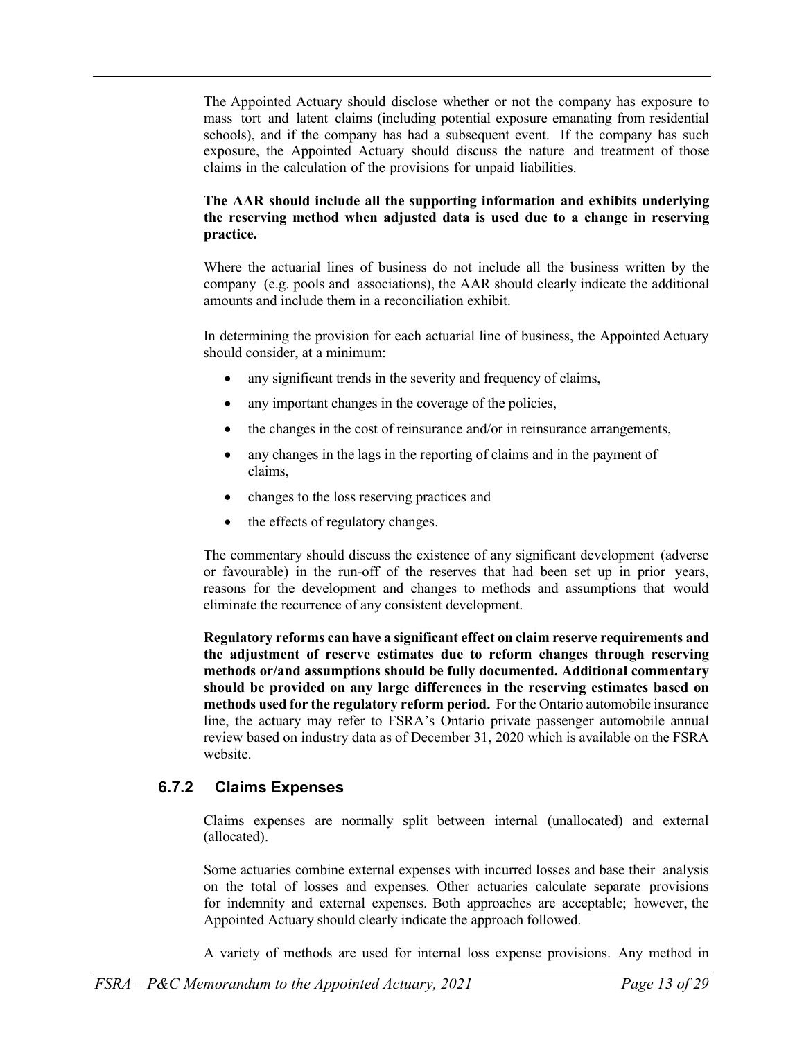The Appointed Actuary should disclose whether or not the company has exposure to mass tort and latent claims (including potential exposure emanating from residential schools), and if the company has had a subsequent event. If the company has such exposure, the Appointed Actuary should discuss the nature and treatment of those claims in the calculation of the provisions for unpaid liabilities.

**The AAR should include all the supporting information and exhibits underlying the reserving method when adjusted data is used due to a change in reserving practice.**

Where the actuarial lines of business do not include all the business written by the company (e.g. pools and associations), the AAR should clearly indicate the additional amounts and include them in a reconciliation exhibit.

In determining the provision for each actuarial line of business, the Appointed Actuary should consider, at a minimum:

- any significant trends in the severity and frequency of claims,
- any important changes in the coverage of the policies,
- the changes in the cost of reinsurance and/or in reinsurance arrangements,
- any changes in the lags in the reporting of claims and in the payment of claims,
- changes to the loss reserving practices and
- the effects of regulatory changes.

The commentary should discuss the existence of any significant development (adverse or favourable) in the run-off of the reserves that had been set up in prior years, reasons for the development and changes to methods and assumptions that would eliminate the recurrence of any consistent development.

**Regulatory reforms can have a significant effect on claim reserve requirements and the adjustment of reserve estimates due to reform changes through reserving methods or/and assumptions should be fully documented. Additional commentary should be provided on any large differences in the reserving estimates based on methods used for the regulatory reform period.** For the Ontario automobile insurance line, the actuary may refer to FSRA's Ontario private passenger automobile annual review based on industry data as of December 31, 2020 which is available on the FSRA website.

### 6.7.2 Claims Expenses

Claims expenses are normally split between internal (unallocated) and external (allocated).

Some actuaries combine external expenses with incurred losses and base their analysis on the total of losses and expenses. Other actuaries calculate separate provisions for indemnity and external expenses. Both approaches are acceptable; however, the Appointed Actuary should clearly indicate the approach followed.

A variety of methods are used for internal loss expense provisions. Any method in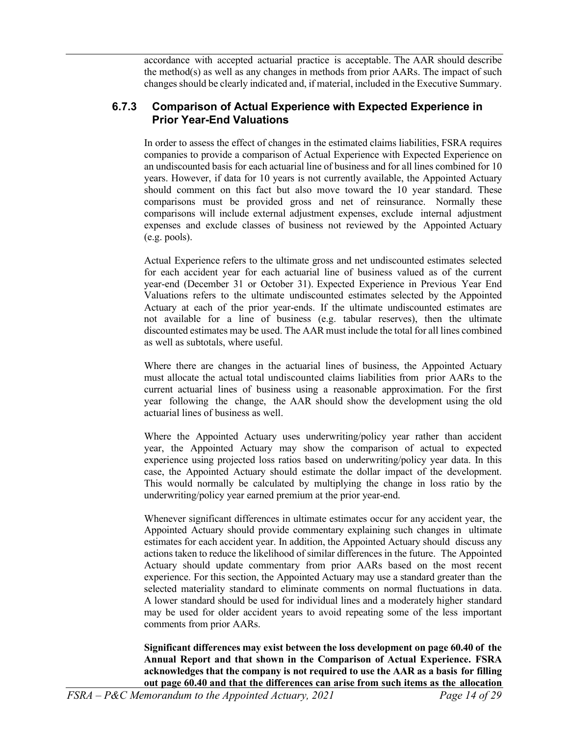accordance with accepted actuarial practice is acceptable. The AAR should describe the method(s) as well as any changes in methods from prior AARs. The impact of such changes should be clearly indicated and, if material, included in the Executive Summary.

### 6.7.3 Comparison of Actual Experience with Expected Experience in Prior Year-End Valuations

In order to assess the effect of changes in the estimated claims liabilities, FSRA requires companies to provide a comparison of Actual Experience with Expected Experience on an undiscounted basis for each actuarial line of business and for all lines combined for 10 years. However, if data for 10 years is not currently available, the Appointed Actuary should comment on this fact but also move toward the 10 year standard. These comparisons must be provided gross and net of reinsurance. Normally these comparisons will include external adjustment expenses, exclude internal adjustment expenses and exclude classes of business not reviewed by the Appointed Actuary (e.g. pools).

Actual Experience refers to the ultimate gross and net undiscounted estimates selected for each accident year for each actuarial line of business valued as of the current year-end (December 31 or October 31). Expected Experience in Previous Year End Valuations refers to the ultimate undiscounted estimates selected by the Appointed Actuary at each of the prior year-ends. If the ultimate undiscounted estimates are not available for a line of business (e.g. tabular reserves), then the ultimate discounted estimates may be used. The AAR must include the total for all lines combined as well as subtotals, where useful.

Where there are changes in the actuarial lines of business, the Appointed Actuary must allocate the actual total undiscounted claims liabilities from prior AARs to the current actuarial lines of business using a reasonable approximation. For the first year following the change, the AAR should show the development using the old actuarial lines of business as well.

Where the Appointed Actuary uses underwriting/policy year rather than accident year, the Appointed Actuary may show the comparison of actual to expected experience using projected loss ratios based on underwriting/policy year data. In this case, the Appointed Actuary should estimate the dollar impact of the development. This would normally be calculated by multiplying the change in loss ratio by the underwriting/policy year earned premium at the prior year-end.

Whenever significant differences in ultimate estimates occur for any accident year, the Appointed Actuary should provide commentary explaining such changes in ultimate estimates for each accident year. In addition, the Appointed Actuary should discuss any actions taken to reduce the likelihood of similar differences in the future. The Appointed Actuary should update commentary from prior AARs based on the most recent experience. For this section, the Appointed Actuary may use a standard greater than the selected materiality standard to eliminate comments on normal fluctuations in data. A lower standard should be used for individual lines and a moderately higher standard may be used for older accident years to avoid repeating some of the less important comments from prior AARs.

**Significant differences may exist between the loss development on page 60.40 of the Annual Report and that shown in the Comparison of Actual Experience. FSRA acknowledges that the company is not required to use the AAR as a basis for filling out page 60.40 and that the differences can arise from such items as the allocation**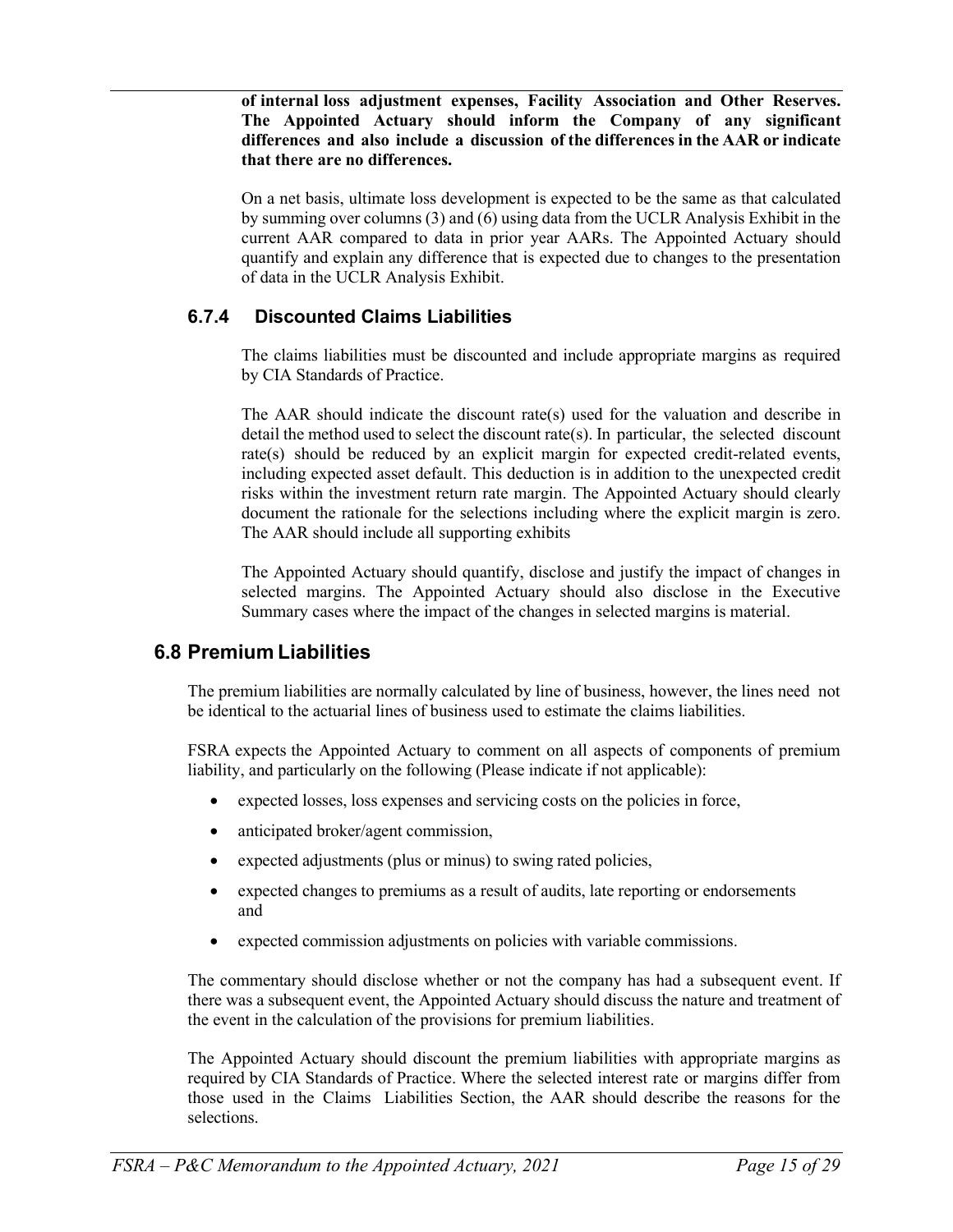**of internal loss adjustment expenses, Facility Association and Other Reserves. The Appointed Actuary should inform the Company of any significant differences and also include a discussion of the differences in the AAR or indicate that there are no differences.**

On a net basis, ultimate loss development is expected to be the same as that calculated by summing over columns (3) and (6) using data from the UCLR Analysis Exhibit in the current AAR compared to data in prior year AARs. The Appointed Actuary should quantify and explain any difference that is expected due to changes to the presentation of data in the UCLR Analysis Exhibit.

### 6.7.4 Discounted Claims Liabilities

The claims liabilities must be discounted and include appropriate margins as required by CIA Standards of Practice.

The AAR should indicate the discount rate(s) used for the valuation and describe in detail the method used to select the discount rate(s). In particular, the selected discount rate(s) should be reduced by an explicit margin for expected credit-related events, including expected asset default. This deduction is in addition to the unexpected credit risks within the investment return rate margin. The Appointed Actuary should clearly document the rationale for the selections including where the explicit margin is zero. The AAR should include all supporting exhibits

The Appointed Actuary should quantify, disclose and justify the impact of changes in selected margins. The Appointed Actuary should also disclose in the Executive Summary cases where the impact of the changes in selected margins is material.

## 6.8 Premium Liabilities

The premium liabilities are normally calculated by line of business, however, the lines need not be identical to the actuarial lines of business used to estimate the claims liabilities.

FSRA expects the Appointed Actuary to comment on all aspects of components of premium liability, and particularly on the following (Please indicate if not applicable):

- expected losses, loss expenses and servicing costs on the policies in force,
- anticipated broker/agent commission,
- expected adjustments (plus or minus) to swing rated policies,
- expected changes to premiums as a result of audits, late reporting or endorsements and
- expected commission adjustments on policies with variable commissions.

The commentary should disclose whether or not the company has had a subsequent event. If there was a subsequent event, the Appointed Actuary should discuss the nature and treatment of the event in the calculation of the provisions for premium liabilities.

The Appointed Actuary should discount the premium liabilities with appropriate margins as required by CIA Standards of Practice. Where the selected interest rate or margins differ from those used in the Claims Liabilities Section, the AAR should describe the reasons for the selections.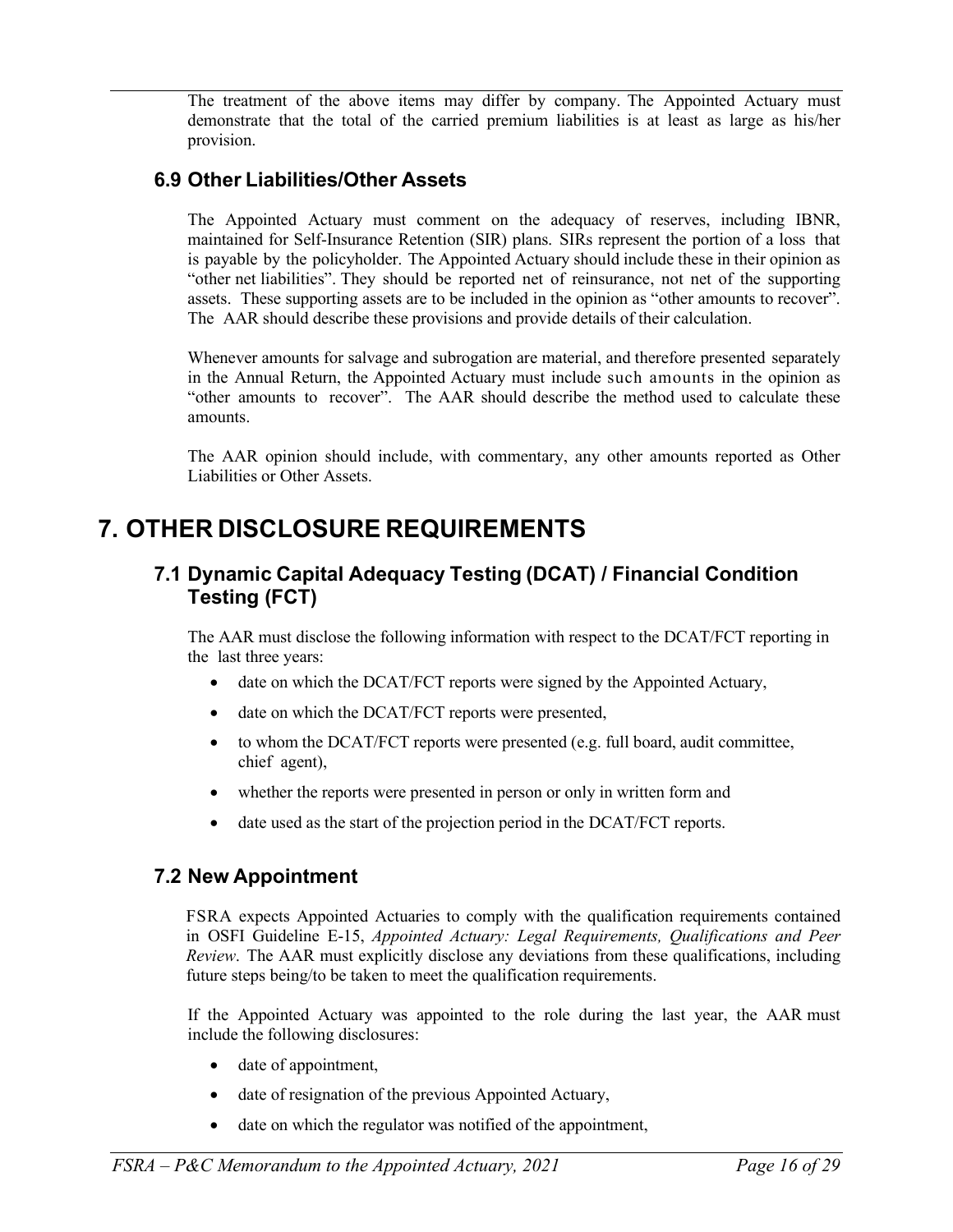The treatment of the above items may differ by company. The Appointed Actuary must demonstrate that the total of the carried premium liabilities is at least as large as his/her provision.

### 6.9 Other Liabilities/Other Assets

The Appointed Actuary must comment on the adequacy of reserves, including IBNR, maintained for Self-Insurance Retention (SIR) plans. SIRs represent the portion of a loss that is payable by the policyholder. The Appointed Actuary should include these in their opinion as "other net liabilities". They should be reported net of reinsurance, not net of the supporting assets. These supporting assets are to be included in the opinion as "other amounts to recover". The AAR should describe these provisions and provide details of their calculation.

Whenever amounts for salvage and subrogation are material, and therefore presented separately in the Annual Return, the Appointed Actuary must include such amounts in the opinion as "other amounts to recover". The AAR should describe the method used to calculate these amounts.

The AAR opinion should include, with commentary, any other amounts reported as Other Liabilities or Other Assets.

## 7. OTHER DISCLOSURE REQUIREMENTS

### 7.1 Dynamic Capital Adequacy Testing (DCAT) / Financial Condition Testing (FCT)

The AAR must disclose the following information with respect to the DCAT/FCT reporting in the last three years:

- date on which the DCAT/FCT reports were signed by the Appointed Actuary,
- date on which the DCAT/FCT reports were presented,
- to whom the DCAT/FCT reports were presented (e.g. full board, audit committee, chief agent),
- whether the reports were presented in person or only in written form and
- date used as the start of the projection period in the DCAT/FCT reports.

### 7.2 New Appointment

FSRA expects Appointed Actuaries to comply with the qualification requirements contained in OSFI Guideline E-15, *Appointed Actuary: Legal Requirements, Qualifications and Peer Review*. The AAR must explicitly disclose any deviations from these qualifications, including future steps being/to be taken to meet the qualification requirements.

If the Appointed Actuary was appointed to the role during the last year, the AAR must include the following disclosures:

- date of appointment,
- date of resignation of the previous Appointed Actuary,
- date on which the regulator was notified of the appointment,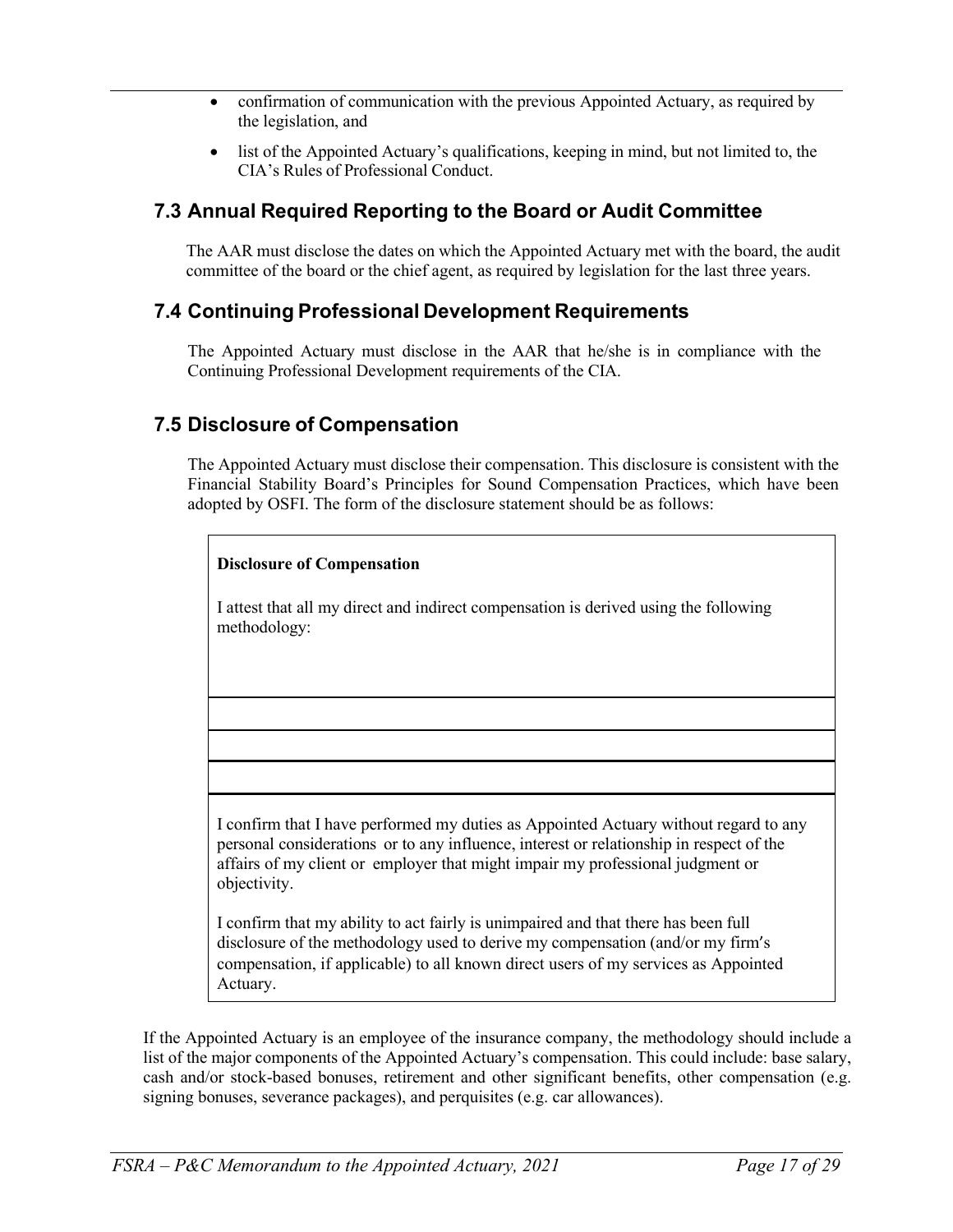- confirmation of communication with the previous Appointed Actuary, as required by the legislation, and
- list of the Appointed Actuary's qualifications, keeping in mind, but not limited to, the CIA's Rules of Professional Conduct.

## 7.3 Annual Required Reporting to the Board or Audit Committee

The AAR must disclose the dates on which the Appointed Actuary met with the board, the audit committee of the board or the chief agent, as required by legislation for the last three years.

## 7.4 Continuing Professional Development Requirements

The Appointed Actuary must disclose in the AAR that he/she is in compliance with the Continuing Professional Development requirements of the CIA.

## 7.5 Disclosure of Compensation

The Appointed Actuary must disclose their compensation. This disclosure is consistent with the Financial Stability Board's Principles for Sound Compensation Practices, which have been adopted by OSFI. The form of the disclosure statement should be as follows:

> **Disclosure of Compensation**
>
> I attest that all my direct and indirect compensation is derived using the following methodology:
>
> ______________________________________________
>
> ______________________________________________
>
> ______________________________________________
>
> I confirm that I have performed my duties as Appointed Actuary without regard to any personal considerations or to any influence, interest or relationship in respect of the affairs of my client or employer that might impair my professional judgment or objectivity.
>
> I confirm that my ability to act fairly is unimpaired and that there has been full disclosure of the methodology used to derive my compensation (and/or my firm's compensation, if applicable) to all known direct users of my services as Appointed Actuary.

If the Appointed Actuary is an employee of the insurance company, the methodology should include a list of the major components of the Appointed Actuary's compensation. This could include: base salary, cash and/or stock-based bonuses, retirement and other significant benefits, other compensation (e.g. signing bonuses, severance packages), and perquisites (e.g. car allowances).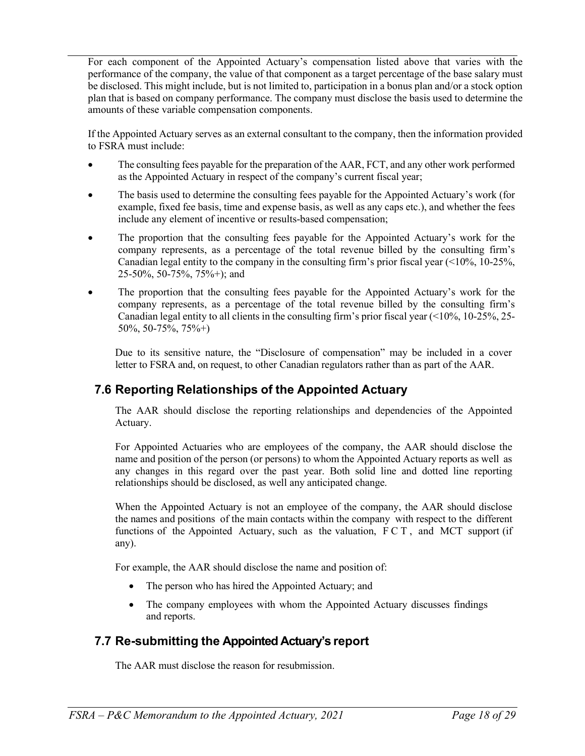For each component of the Appointed Actuary's compensation listed above that varies with the performance of the company, the value of that component as a target percentage of the base salary must be disclosed. This might include, but is not limited to, participation in a bonus plan and/or a stock option plan that is based on company performance. The company must disclose the basis used to determine the amounts of these variable compensation components.

If the Appointed Actuary serves as an external consultant to the company, then the information provided to FSRA must include:

- The consulting fees payable for the preparation of the AAR, FCT, and any other work performed as the Appointed Actuary in respect of the company's current fiscal year;
- The basis used to determine the consulting fees payable for the Appointed Actuary's work (for example, fixed fee basis, time and expense basis, as well as any caps etc.), and whether the fees include any element of incentive or results-based compensation;
- The proportion that the consulting fees payable for the Appointed Actuary's work for the company represents, as a percentage of the total revenue billed by the consulting firm's Canadian legal entity to the company in the consulting firm's prior fiscal year (<10%, 10-25%, 25-50%, 50-75%, 75%+); and
- The proportion that the consulting fees payable for the Appointed Actuary's work for the company represents, as a percentage of the total revenue billed by the consulting firm's Canadian legal entity to all clients in the consulting firm's prior fiscal year (<10%, 10-25%, 25-50%, 50-75%, 75%+)

Due to its sensitive nature, the "Disclosure of compensation" may be included in a cover letter to FSRA and, on request, to other Canadian regulators rather than as part of the AAR.

## 7.6 Reporting Relationships of the Appointed Actuary

The AAR should disclose the reporting relationships and dependencies of the Appointed Actuary.

For Appointed Actuaries who are employees of the company, the AAR should disclose the name and position of the person (or persons) to whom the Appointed Actuary reports as well as any changes in this regard over the past year. Both solid line and dotted line reporting relationships should be disclosed, as well any anticipated change.

When the Appointed Actuary is not an employee of the company, the AAR should disclose the names and positions of the main contacts within the company with respect to the different functions of the Appointed Actuary, such as the valuation, FCT, and MCT support (if any).

For example, the AAR should disclose the name and position of:

- The person who has hired the Appointed Actuary; and
- The company employees with whom the Appointed Actuary discusses findings and reports.

## 7.7 Re-submitting the Appointed Actuary's report

The AAR must disclose the reason for resubmission.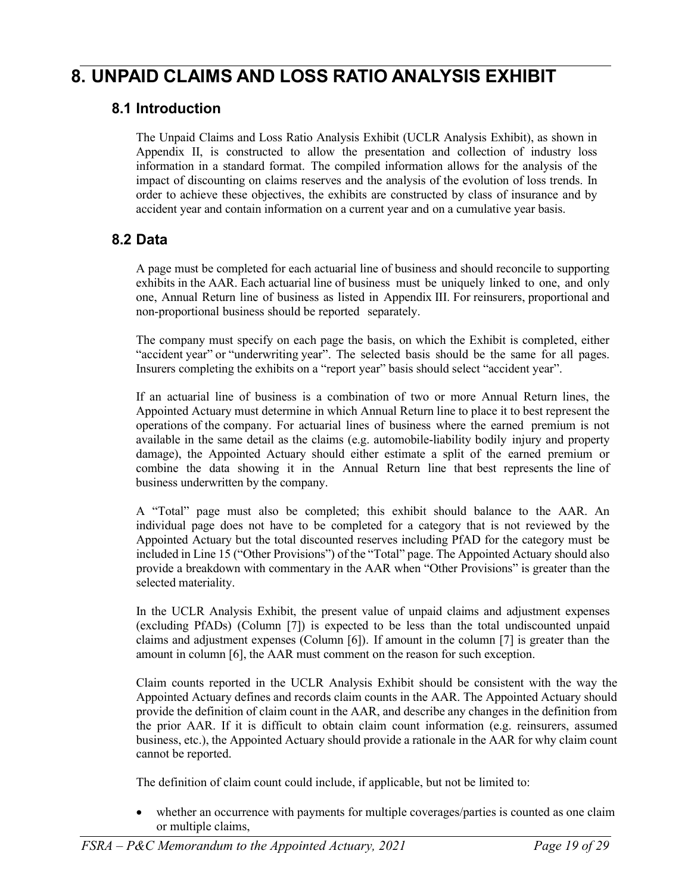# 8. UNPAID CLAIMS AND LOSS RATIO ANALYSIS EXHIBIT

## 8.1 Introduction

The Unpaid Claims and Loss Ratio Analysis Exhibit (UCLR Analysis Exhibit), as shown in Appendix II, is constructed to allow the presentation and collection of industry loss information in a standard format. The compiled information allows for the analysis of the impact of discounting on claims reserves and the analysis of the evolution of loss trends. In order to achieve these objectives, the exhibits are constructed by class of insurance and by accident year and contain information on a current year and on a cumulative year basis.

## 8.2 Data

A page must be completed for each actuarial line of business and should reconcile to supporting exhibits in the AAR. Each actuarial line of business must be uniquely linked to one, and only one, Annual Return line of business as listed in Appendix III. For reinsurers, proportional and non-proportional business should be reported separately.

The company must specify on each page the basis, on which the Exhibit is completed, either "accident year" or "underwriting year". The selected basis should be the same for all pages. Insurers completing the exhibits on a "report year" basis should select "accident year".

If an actuarial line of business is a combination of two or more Annual Return lines, the Appointed Actuary must determine in which Annual Return line to place it to best represent the operations of the company. For actuarial lines of business where the earned premium is not available in the same detail as the claims (e.g. automobile-liability bodily injury and property damage), the Appointed Actuary should either estimate a split of the earned premium or combine the data showing it in the Annual Return line that best represents the line of business underwritten by the company.

A "Total" page must also be completed; this exhibit should balance to the AAR. An individual page does not have to be completed for a category that is not reviewed by the Appointed Actuary but the total discounted reserves including PfAD for the category must be included in Line 15 ("Other Provisions") of the "Total" page. The Appointed Actuary should also provide a breakdown with commentary in the AAR when "Other Provisions" is greater than the selected materiality.

In the UCLR Analysis Exhibit, the present value of unpaid claims and adjustment expenses (excluding PfADs) (Column [7]) is expected to be less than the total undiscounted unpaid claims and adjustment expenses (Column [6]). If amount in the column [7] is greater than the amount in column [6], the AAR must comment on the reason for such exception.

Claim counts reported in the UCLR Analysis Exhibit should be consistent with the way the Appointed Actuary defines and records claim counts in the AAR. The Appointed Actuary should provide the definition of claim count in the AAR, and describe any changes in the definition from the prior AAR. If it is difficult to obtain claim count information (e.g. reinsurers, assumed business, etc.), the Appointed Actuary should provide a rationale in the AAR for why claim count cannot be reported.

The definition of claim count could include, if applicable, but not be limited to:

- whether an occurrence with payments for multiple coverages/parties is counted as one claim or multiple claims,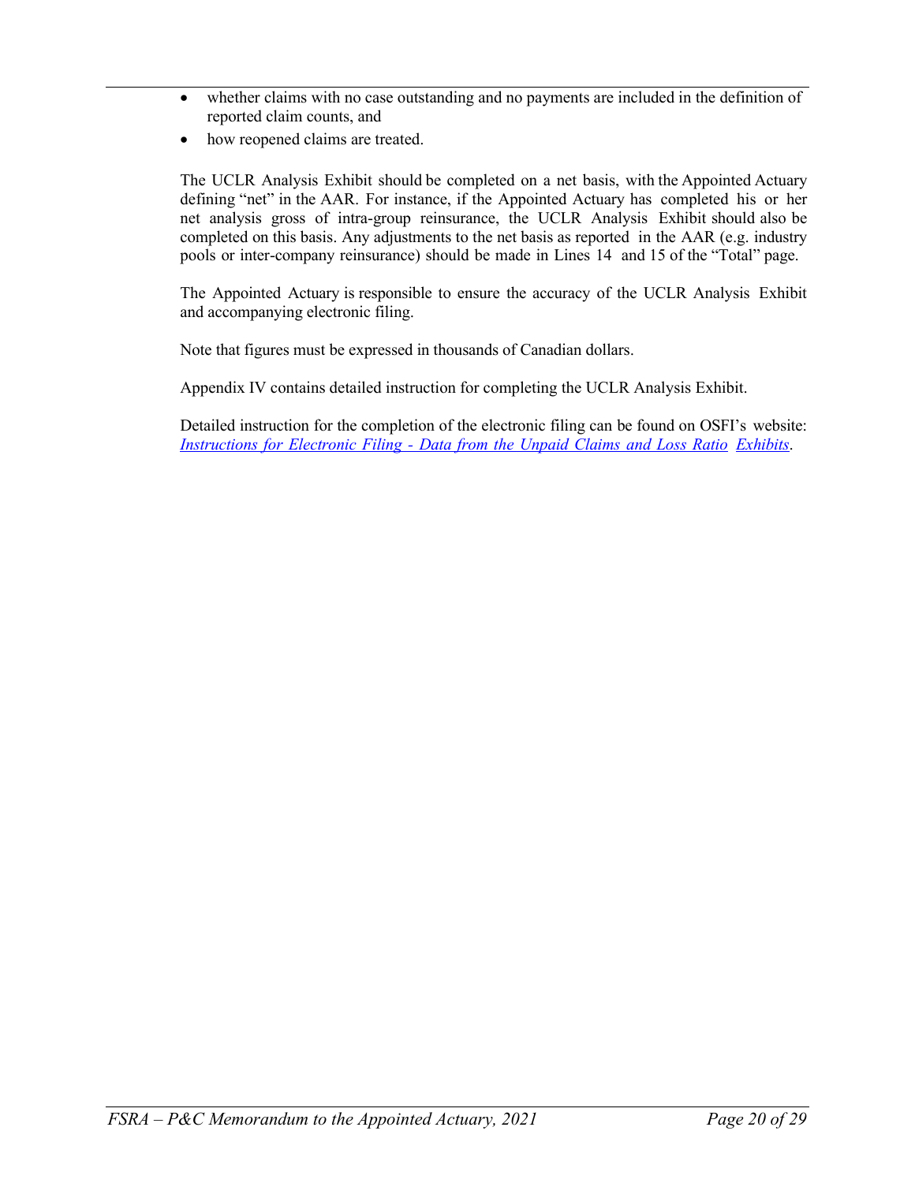- whether claims with no case outstanding and no payments are included in the definition of reported claim counts, and
- how reopened claims are treated.

The UCLR Analysis Exhibit should be completed on a net basis, with the Appointed Actuary defining "net" in the AAR. For instance, if the Appointed Actuary has completed his or her net analysis gross of intra-group reinsurance, the UCLR Analysis Exhibit should also be completed on this basis. Any adjustments to the net basis as reported in the AAR (e.g. industry pools or inter-company reinsurance) should be made in Lines 14 and 15 of the "Total" page.

The Appointed Actuary is responsible to ensure the accuracy of the UCLR Analysis Exhibit and accompanying electronic filing.

Note that figures must be expressed in thousands of Canadian dollars.

Appendix IV contains detailed instruction for completing the UCLR Analysis Exhibit.

Detailed instruction for the completion of the electronic filing can be found on OSFI's website: *Instructions for Electronic Filing - Data from the Unpaid Claims and Loss Ratio Exhibits*.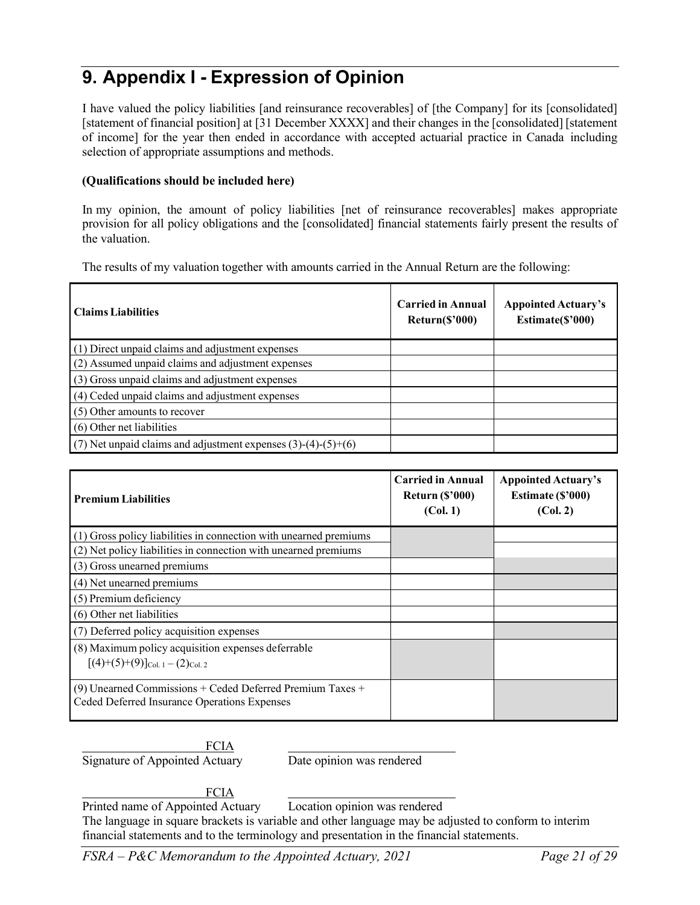# 9. Appendix I - Expression of Opinion

I have valued the policy liabilities [and reinsurance recoverables] of [the Company] for its [consolidated] [statement of financial position] at [31 December XXXX] and their changes in the [consolidated] [statement of income] for the year then ended in accordance with accepted actuarial practice in Canada including selection of appropriate assumptions and methods.

**(Qualifications should be included here)**

In my opinion, the amount of policy liabilities [net of reinsurance recoverables] makes appropriate provision for all policy obligations and the [consolidated] financial statements fairly present the results of the valuation.

The results of my valuation together with amounts carried in the Annual Return are the following:

| Claims Liabilities | Carried in Annual Return($'000) | Appointed Actuary's Estimate($'000) |
|---|---|---|
| (1) Direct unpaid claims and adjustment expenses | | |
| (2) Assumed unpaid claims and adjustment expenses | | |
| (3) Gross unpaid claims and adjustment expenses | | |
| (4) Ceded unpaid claims and adjustment expenses | | |
| (5) Other amounts to recover | | |
| (6) Other net liabilities | | |
| (7) Net unpaid claims and adjustment expenses (3)-(4)-(5)+(6) | | |

| Premium Liabilities | Carried in Annual Return ($'000) (Col. 1) | Appointed Actuary's Estimate ($'000) (Col. 2) |
|---|---|---|
| (1) Gross policy liabilities in connection with unearned premiums | | |
| (2) Net policy liabilities in connection with unearned premiums | | |
| (3) Gross unearned premiums | | |
| (4) Net unearned premiums | | |
| (5) Premium deficiency | | |
| (6) Other net liabilities | | |
| (7) Deferred policy acquisition expenses | | |
| (8) Maximum policy acquisition expenses deferrable $[(4)+(5)+(9)]_{\text{Col. 1}} - (2)_{\text{Col. 2}}$ | | |
| (9) Unearned Commissions + Ceded Deferred Premium Taxes + Ceded Deferred Insurance Operations Expenses | | |

\_\_\_\_\_\_\_\_\_\_\_\_\_\_\_\_\_\_\_\_ FCIA
Signature of Appointed Actuary

\_\_\_\_\_\_\_\_\_\_\_\_\_\_\_\_\_\_\_\_
Date opinion was rendered

\_\_\_\_\_\_\_\_\_\_\_\_\_\_\_\_\_\_\_\_ FCIA
Printed name of Appointed Actuary

\_\_\_\_\_\_\_\_\_\_\_\_\_\_\_\_\_\_\_\_
Location opinion was rendered

The language in square brackets is variable and other language may be adjusted to conform to interim financial statements and to the terminology and presentation in the financial statements.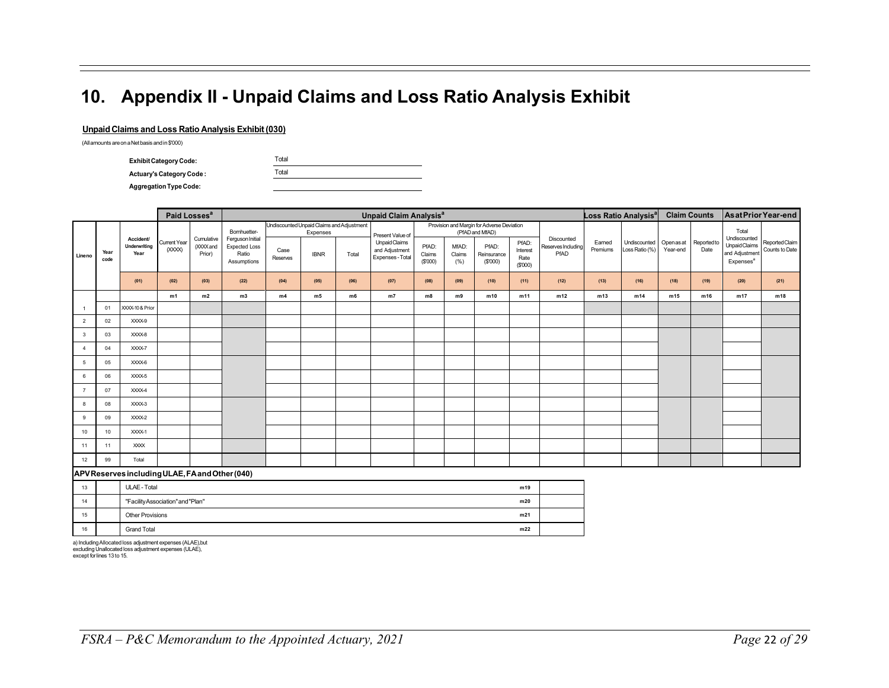# 10. Appendix II - Unpaid Claims and Loss Ratio Analysis Exhibit

**Unpaid Claims and Loss Ratio Analysis Exhibit (030)**

(All amounts are on a Net basis and in $'000)

**Exhibit Category Code:** Total

**Actuary's Category Code :** Total

**Aggregation Type Code:**

| | | | Paid Losses[a] | | Unpaid Claim Analysis[a] | | | | | | | | | | | Loss Ratio Analysis[a] | | Claim Counts | | As at Prior Year-end | |
|---|---|---|---|---|---|---|---|---|---|---|---|---|---|---|---|---|---|---|---|---|---|
| | | | | | | Undiscounted Unpaid Claims and Adjustment Expenses | | | | Provision and Margin for Adverse Deviation (PfAD and MfAD) | | | | | | | | | | | |
| Line no | Year code | Accident/ Underwriting Year | Current Year (XXXX) | Cumulative (XXXX and Prior) | Bornhuetter-Ferguson Initial Expected Loss Ratio Assumptions | Case Reserves | IBNR | Total | Present Value of Unpaid Claims and Adjustment Expenses - Total | PfAD: Claims ($'000) | MfAD: Claims (%) | PfAD: Reinsurance ($'000) | PfAD: Interest Rate ($'000) | Discounted Reserves Including PfAD | Earned Premiums | Undiscounted Loss Ratio (%) | Open as at Year-end | Reported to Date | Total Undiscounted Unpaid Claims and Adjustment Expenses[a] | Reported Claim Counts to Date |
| | | (01) | (02) | (03) | (22) | (04) | (05) | (06) | (07) | (08) | (09) | (10) | (11) | (12) | (13) | (16) | (18) | (19) | (20) | (21) |
| | | | m1 | m2 | m3 | m4 | m5 | m6 | m7 | m8 | m9 | m10 | m11 | m12 | m13 | m14 | m15 | m16 | m17 | m18 |
| 1 | 01 | XXXX-10 & Prior | | | | | | | | | | | | | | | | | | |
| 2 | 02 | XXXX-9 | | | | | | | | | | | | | | | | | | |
| 3 | 03 | XXXX-8 | | | | | | | | | | | | | | | | | | |
| 4 | 04 | XXXX-7 | | | | | | | | | | | | | | | | | | |
| 5 | 05 | XXXX-6 | | | | | | | | | | | | | | | | | | |
| 6 | 06 | XXXX-5 | | | | | | | | | | | | | | | | | | |
| 7 | 07 | XXXX-4 | | | | | | | | | | | | | | | | | | |
| 8 | 08 | XXXX-3 | | | | | | | | | | | | | | | | | | |
| 9 | 09 | XXXX-2 | | | | | | | | | | | | | | | | | | |
| 10 | 10 | XXXX-1 | | | | | | | | | | | | | | | | | | |
| 11 | 11 | XXXX | | | | | | | | | | | | | | | | | | |
| 12 | 99 | Total | | | | | | | | | | | | | | | | | | |

**APV Reserves including ULAE, FA and Other (040)**

| Line no | | | | |
|---|---|---|---|---|
| 13 | | ULAE - Total | m19 | |
| 14 | | "Facility Association" and "Plan" | m20 | |
| 15 | | Other Provisions | m21 | |
| 16 | | Grand Total | m22 | |

a) Including Allocated loss adjustment expenses (ALAE), but excluding Unallocated loss adjustment expenses (ULAE), except for lines 13 to 15.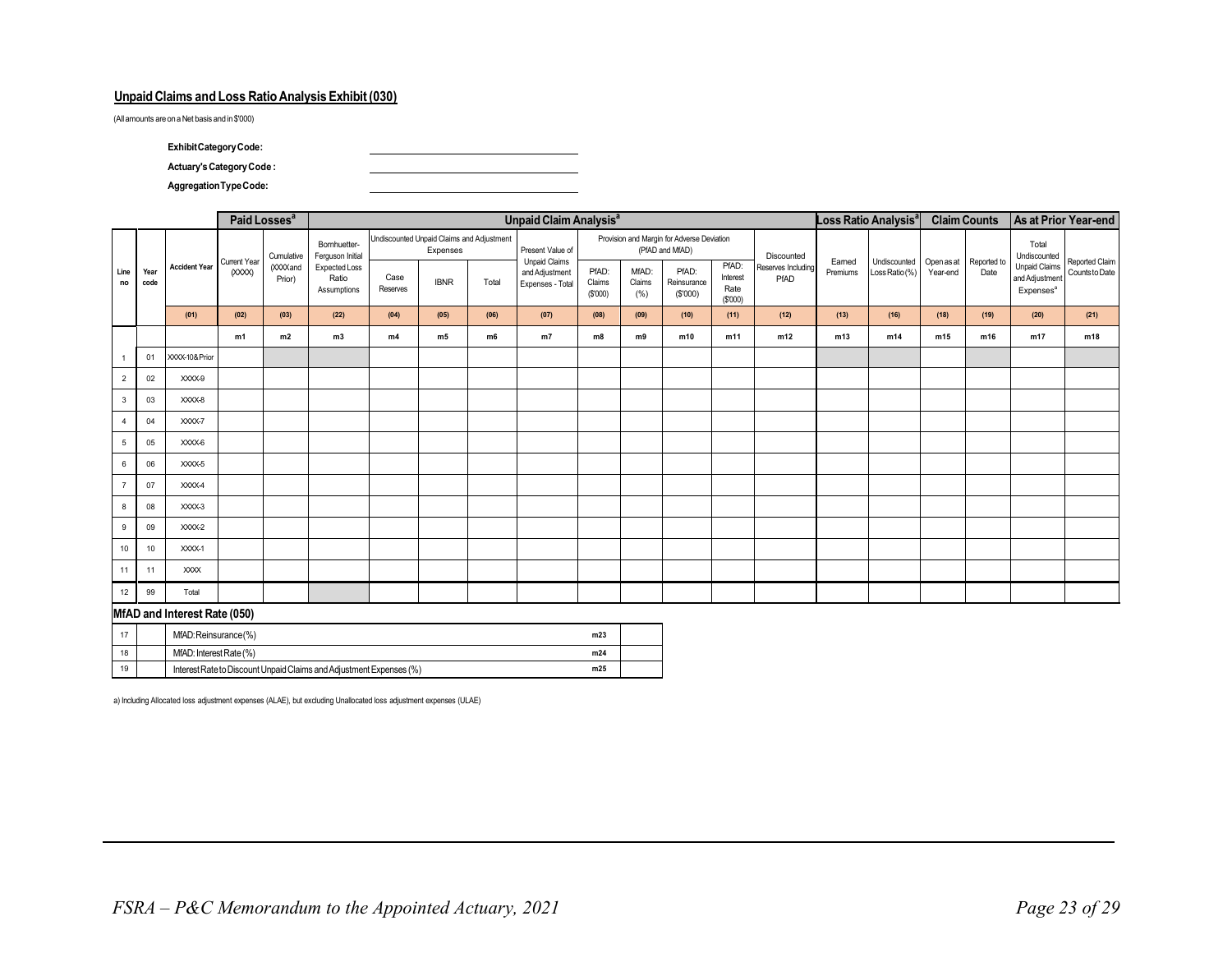**Unpaid Claims and Loss Ratio Analysis Exhibit (030)**

(All amounts are on a Net basis and in $'000)

**Exhibit Category Code:** ____________________

**Actuary's Category Code :** ____________________

**Aggregation Type Code:** ____________________

| | | | Paid Losses[a] | | Unpaid Claim Analysis[a] | | | | | | | | | | | Loss Ratio Analysis[a] | | Claim Counts | | As at Prior Year-end | |
|---|---|---|---|---|---|---|---|---|---|---|---|---|---|---|---|---|---|---|---|---|---|
| | | | | | | Undiscounted Unpaid Claims and Adjustment Expenses | | | | Provision and Margin for Adverse Deviation (PfAD and MfAD) | | | | | | | | | | | |
| Line no | Year code | Accident Year | Current Year (XXXX) | Cumulative (XXXX and Prior) | Bornhuetter-Ferguson Initial Expected Loss Ratio Assumptions | Case Reserves | IBNR | Total | Present Value of Unpaid Claims and Adjustment Expenses - Total | PfAD: Claims ($'000) | MfAD: Claims (%) | PfAD: Reinsurance ($'000) | PfAD: Interest Rate ($'000) | Discounted Reserves Including PfAD | Earned Premiums | Undiscounted Loss Ratio (%) | Open as at Year-end | Reported to Date | Total Undiscounted Unpaid Claims and Adjustment Expenses[a] | Reported Claim Counts to Date |
| | | (01) | (02) | (03) | (22) | (04) | (05) | (06) | (07) | (08) | (09) | (10) | (11) | (12) | (13) | (16) | (18) | (19) | (20) | (21) |
| | | | m1 | m2 | m3 | m4 | m5 | m6 | m7 | m8 | m9 | m10 | m11 | m12 | m13 | m14 | m15 | m16 | m17 | m18 |
| 1 | 01 | XXXX-10 & Prior | | | | | | | | | | | | | | | | | | |
| 2 | 02 | XXXX-9 | | | | | | | | | | | | | | | | | | |
| 3 | 03 | XXXX-8 | | | | | | | | | | | | | | | | | | |
| 4 | 04 | XXXX-7 | | | | | | | | | | | | | | | | | | |
| 5 | 05 | XXXX-6 | | | | | | | | | | | | | | | | | | |
| 6 | 06 | XXXX-5 | | | | | | | | | | | | | | | | | | |
| 7 | 07 | XXXX-4 | | | | | | | | | | | | | | | | | | |
| 8 | 08 | XXXX-3 | | | | | | | | | | | | | | | | | | |
| 9 | 09 | XXXX-2 | | | | | | | | | | | | | | | | | | |
| 10 | 10 | XXXX-1 | | | | | | | | | | | | | | | | | | |
| 11 | 11 | XXXX | | | | | | | | | | | | | | | | | | |
| 12 | 99 | Total | | | | | | | | | | | | | | | | | | |

**MfAD and Interest Rate (050)**

| | | | | |
|---|---|---|---|---|
| 17 | | MfAD: Reinsurance (%) | m23 | |
| 18 | | MfAD: Interest Rate (%) | m24 | |
| 19 | | Interest Rate to Discount Unpaid Claims and Adjustment Expenses (%) | m25 | |

a) Including Allocated loss adjustment expenses (ALAE), but excluding Unallocated loss adjustment expenses (ULAE)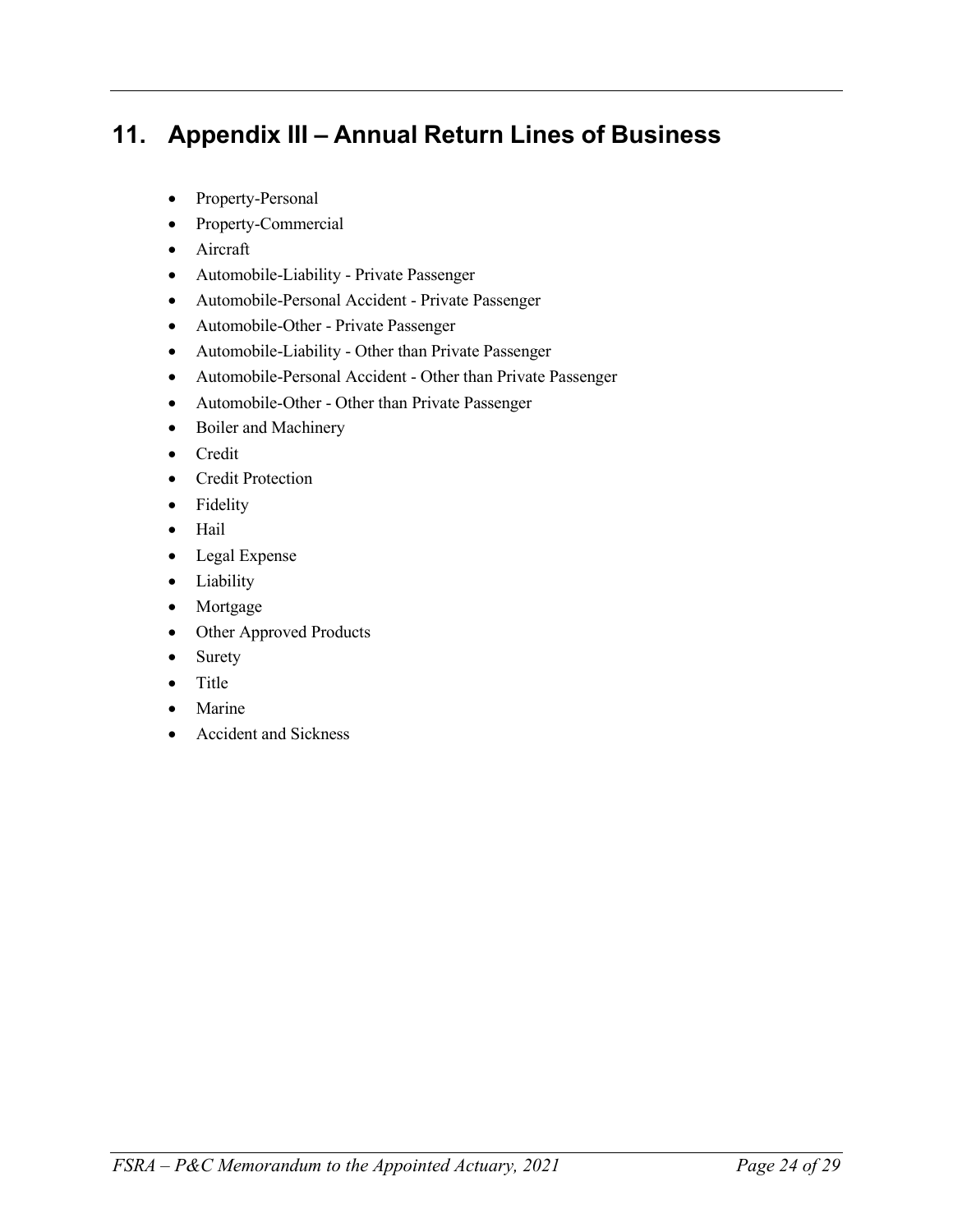## 11. Appendix III – Annual Return Lines of Business

- Property-Personal
- Property-Commercial
- Aircraft
- Automobile-Liability - Private Passenger
- Automobile-Personal Accident - Private Passenger
- Automobile-Other - Private Passenger
- Automobile-Liability - Other than Private Passenger
- Automobile-Personal Accident - Other than Private Passenger
- Automobile-Other - Other than Private Passenger
- Boiler and Machinery
- Credit
- Credit Protection
- Fidelity
- Hail
- Legal Expense
- Liability
- Mortgage
- Other Approved Products
- Surety
- Title
- Marine
- Accident and Sickness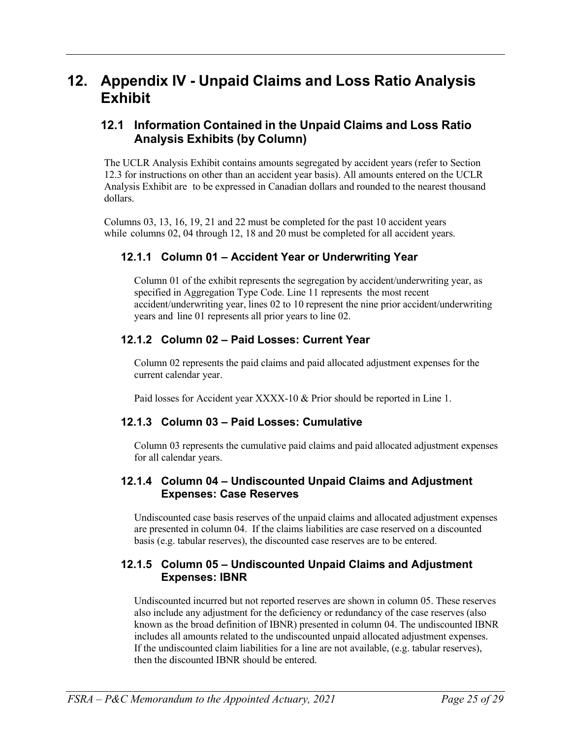# 12. Appendix IV - Unpaid Claims and Loss Ratio Analysis Exhibit

## 12.1 Information Contained in the Unpaid Claims and Loss Ratio Analysis Exhibits (by Column)

The UCLR Analysis Exhibit contains amounts segregated by accident years (refer to Section 12.3 for instructions on other than an accident year basis). All amounts entered on the UCLR Analysis Exhibit are to be expressed in Canadian dollars and rounded to the nearest thousand dollars.

Columns 03, 13, 16, 19, 21 and 22 must be completed for the past 10 accident years while columns 02, 04 through 12, 18 and 20 must be completed for all accident years.

### 12.1.1 Column 01 – Accident Year or Underwriting Year

Column 01 of the exhibit represents the segregation by accident/underwriting year, as specified in Aggregation Type Code. Line 11 represents the most recent accident/underwriting year, lines 02 to 10 represent the nine prior accident/underwriting years and line 01 represents all prior years to line 02.

### 12.1.2 Column 02 – Paid Losses: Current Year

Column 02 represents the paid claims and paid allocated adjustment expenses for the current calendar year.

Paid losses for Accident year XXXX-10 & Prior should be reported in Line 1.

### 12.1.3 Column 03 – Paid Losses: Cumulative

Column 03 represents the cumulative paid claims and paid allocated adjustment expenses for all calendar years.

### 12.1.4 Column 04 – Undiscounted Unpaid Claims and Adjustment Expenses: Case Reserves

Undiscounted case basis reserves of the unpaid claims and allocated adjustment expenses are presented in column 04. If the claims liabilities are case reserved on a discounted basis (e.g. tabular reserves), the discounted case reserves are to be entered.

### 12.1.5 Column 05 – Undiscounted Unpaid Claims and Adjustment Expenses: IBNR

Undiscounted incurred but not reported reserves are shown in column 05. These reserves also include any adjustment for the deficiency or redundancy of the case reserves (also known as the broad definition of IBNR) presented in column 04. The undiscounted IBNR includes all amounts related to the undiscounted unpaid allocated adjustment expenses. If the undiscounted claim liabilities for a line are not available, (e.g. tabular reserves), then the discounted IBNR should be entered.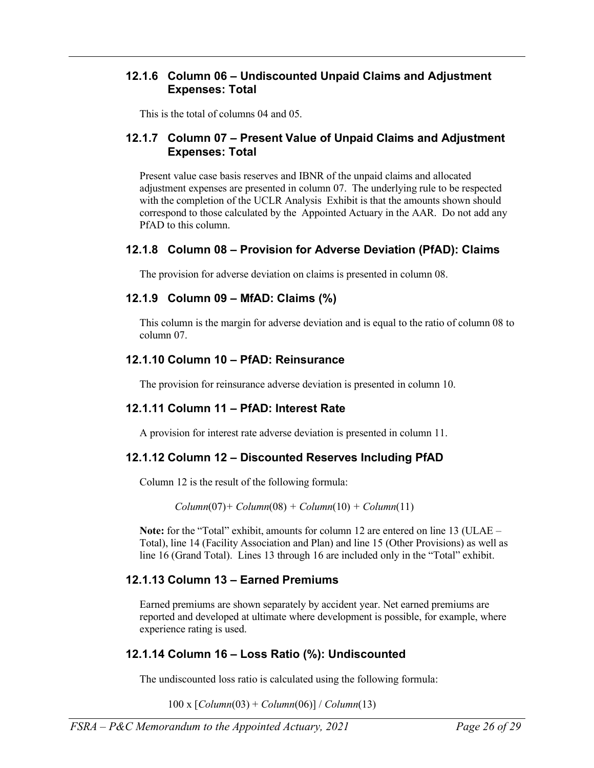### 12.1.6 Column 06 – Undiscounted Unpaid Claims and Adjustment Expenses: Total

This is the total of columns 04 and 05.

### 12.1.7 Column 07 – Present Value of Unpaid Claims and Adjustment Expenses: Total

Present value case basis reserves and IBNR of the unpaid claims and allocated adjustment expenses are presented in column 07. The underlying rule to be respected with the completion of the UCLR Analysis Exhibit is that the amounts shown should correspond to those calculated by the Appointed Actuary in the AAR. Do not add any PfAD to this column.

### 12.1.8 Column 08 – Provision for Adverse Deviation (PfAD): Claims

The provision for adverse deviation on claims is presented in column 08.

### 12.1.9 Column 09 – MfAD: Claims (%)

This column is the margin for adverse deviation and is equal to the ratio of column 08 to column 07.

### 12.1.10 Column 10 – PfAD: Reinsurance

The provision for reinsurance adverse deviation is presented in column 10.

### 12.1.11 Column 11 – PfAD: Interest Rate

A provision for interest rate adverse deviation is presented in column 11.

### 12.1.12 Column 12 – Discounted Reserves Including PfAD

Column 12 is the result of the following formula:

$$Column(07) + Column(08) + Column(10) + Column(11)$$

**Note:** for the "Total" exhibit, amounts for column 12 are entered on line 13 (ULAE – Total), line 14 (Facility Association and Plan) and line 15 (Other Provisions) as well as line 16 (Grand Total). Lines 13 through 16 are included only in the "Total" exhibit.

### 12.1.13 Column 13 – Earned Premiums

Earned premiums are shown separately by accident year. Net earned premiums are reported and developed at ultimate where development is possible, for example, where experience rating is used.

### 12.1.14 Column 16 – Loss Ratio (%): Undiscounted

The undiscounted loss ratio is calculated using the following formula:

$$100 \times [Column(03) + Column(06)] \;/\; Column(13)$$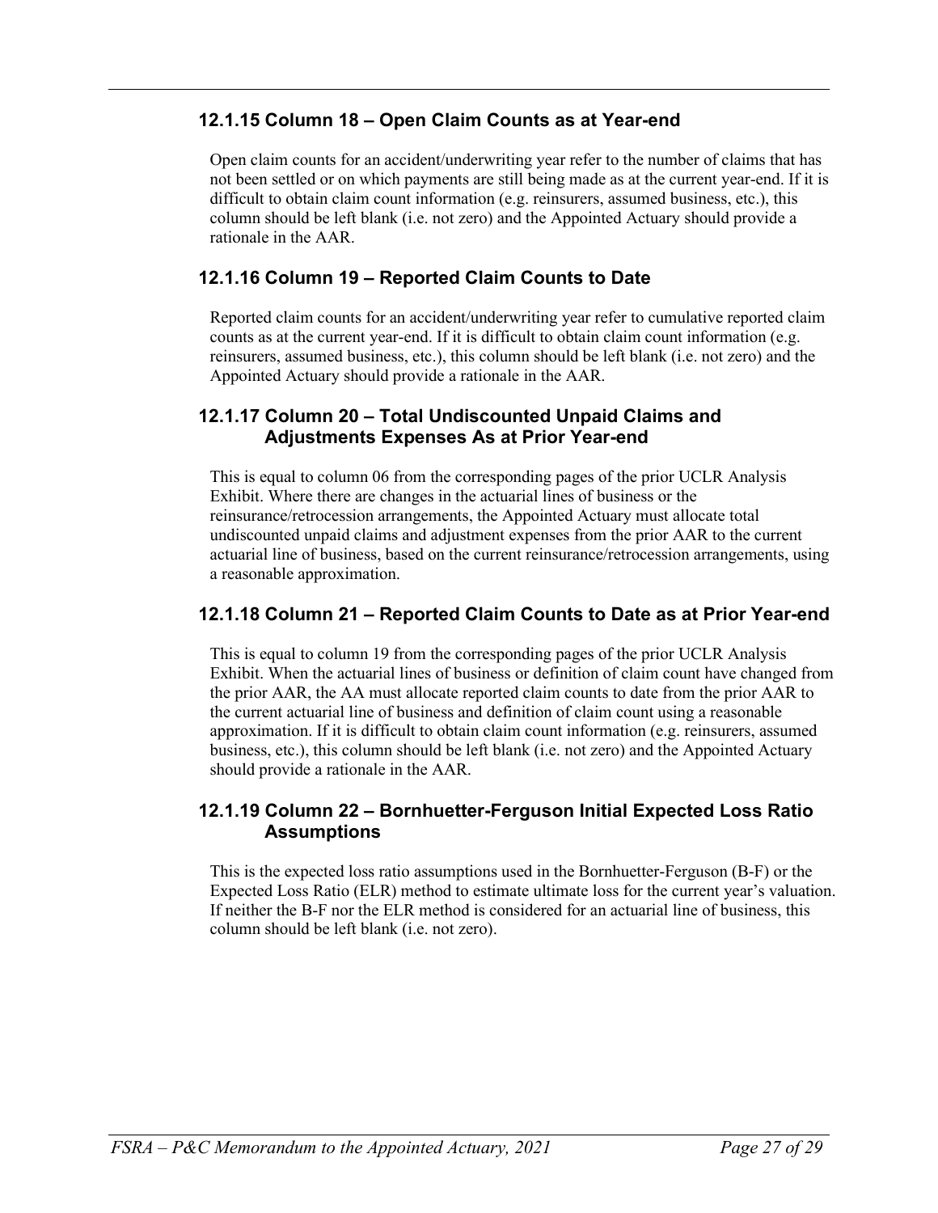### 12.1.15 Column 18 – Open Claim Counts as at Year-end

Open claim counts for an accident/underwriting year refer to the number of claims that has not been settled or on which payments are still being made as at the current year-end. If it is difficult to obtain claim count information (e.g. reinsurers, assumed business, etc.), this column should be left blank (i.e. not zero) and the Appointed Actuary should provide a rationale in the AAR.

### 12.1.16 Column 19 – Reported Claim Counts to Date

Reported claim counts for an accident/underwriting year refer to cumulative reported claim counts as at the current year-end. If it is difficult to obtain claim count information (e.g. reinsurers, assumed business, etc.), this column should be left blank (i.e. not zero) and the Appointed Actuary should provide a rationale in the AAR.

### 12.1.17 Column 20 – Total Undiscounted Unpaid Claims and Adjustments Expenses As at Prior Year-end

This is equal to column 06 from the corresponding pages of the prior UCLR Analysis Exhibit. Where there are changes in the actuarial lines of business or the reinsurance/retrocession arrangements, the Appointed Actuary must allocate total undiscounted unpaid claims and adjustment expenses from the prior AAR to the current actuarial line of business, based on the current reinsurance/retrocession arrangements, using a reasonable approximation.

### 12.1.18 Column 21 – Reported Claim Counts to Date as at Prior Year-end

This is equal to column 19 from the corresponding pages of the prior UCLR Analysis Exhibit. When the actuarial lines of business or definition of claim count have changed from the prior AAR, the AA must allocate reported claim counts to date from the prior AAR to the current actuarial line of business and definition of claim count using a reasonable approximation. If it is difficult to obtain claim count information (e.g. reinsurers, assumed business, etc.), this column should be left blank (i.e. not zero) and the Appointed Actuary should provide a rationale in the AAR.

### 12.1.19 Column 22 – Bornhuetter-Ferguson Initial Expected Loss Ratio Assumptions

This is the expected loss ratio assumptions used in the Bornhuetter-Ferguson (B-F) or the Expected Loss Ratio (ELR) method to estimate ultimate loss for the current year's valuation. If neither the B-F nor the ELR method is considered for an actuarial line of business, this column should be left blank (i.e. not zero).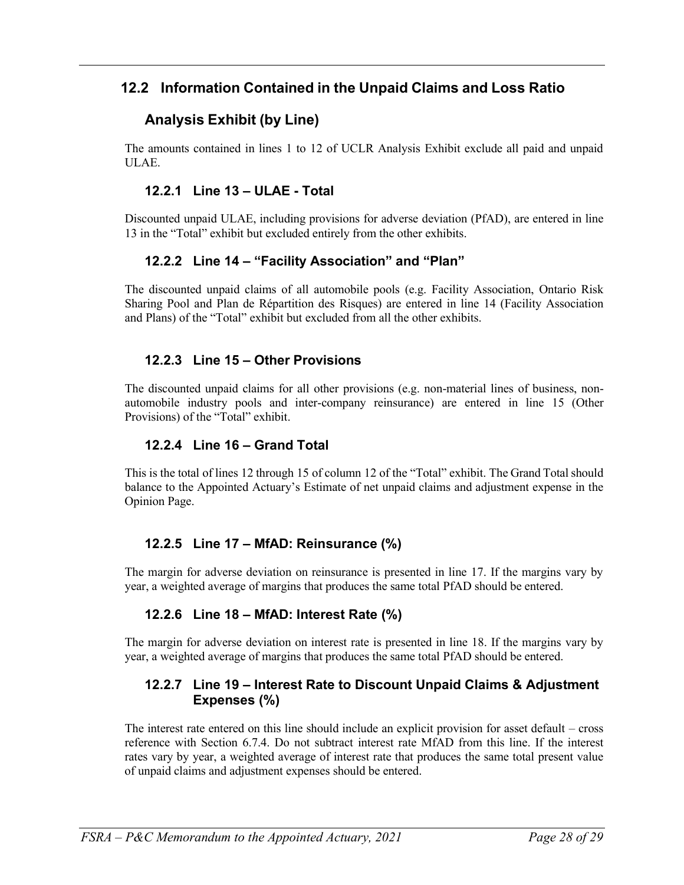## 12.2 Information Contained in the Unpaid Claims and Loss Ratio Analysis Exhibit (by Line)

The amounts contained in lines 1 to 12 of UCLR Analysis Exhibit exclude all paid and unpaid ULAE.

### 12.2.1 Line 13 – ULAE - Total

Discounted unpaid ULAE, including provisions for adverse deviation (PfAD), are entered in line 13 in the "Total" exhibit but excluded entirely from the other exhibits.

### 12.2.2 Line 14 – "Facility Association" and "Plan"

The discounted unpaid claims of all automobile pools (e.g. Facility Association, Ontario Risk Sharing Pool and Plan de Répartition des Risques) are entered in line 14 (Facility Association and Plans) of the "Total" exhibit but excluded from all the other exhibits.

### 12.2.3 Line 15 – Other Provisions

The discounted unpaid claims for all other provisions (e.g. non-material lines of business, non-automobile industry pools and inter-company reinsurance) are entered in line 15 (Other Provisions) of the "Total" exhibit.

### 12.2.4 Line 16 – Grand Total

This is the total of lines 12 through 15 of column 12 of the "Total" exhibit. The Grand Total should balance to the Appointed Actuary's Estimate of net unpaid claims and adjustment expense in the Opinion Page.

### 12.2.5 Line 17 – MfAD: Reinsurance (%)

The margin for adverse deviation on reinsurance is presented in line 17. If the margins vary by year, a weighted average of margins that produces the same total PfAD should be entered.

### 12.2.6 Line 18 – MfAD: Interest Rate (%)

The margin for adverse deviation on interest rate is presented in line 18. If the margins vary by year, a weighted average of margins that produces the same total PfAD should be entered.

### 12.2.7 Line 19 – Interest Rate to Discount Unpaid Claims & Adjustment Expenses (%)

The interest rate entered on this line should include an explicit provision for asset default – cross reference with Section 6.7.4. Do not subtract interest rate MfAD from this line. If the interest rates vary by year, a weighted average of interest rate that produces the same total present value of unpaid claims and adjustment expenses should be entered.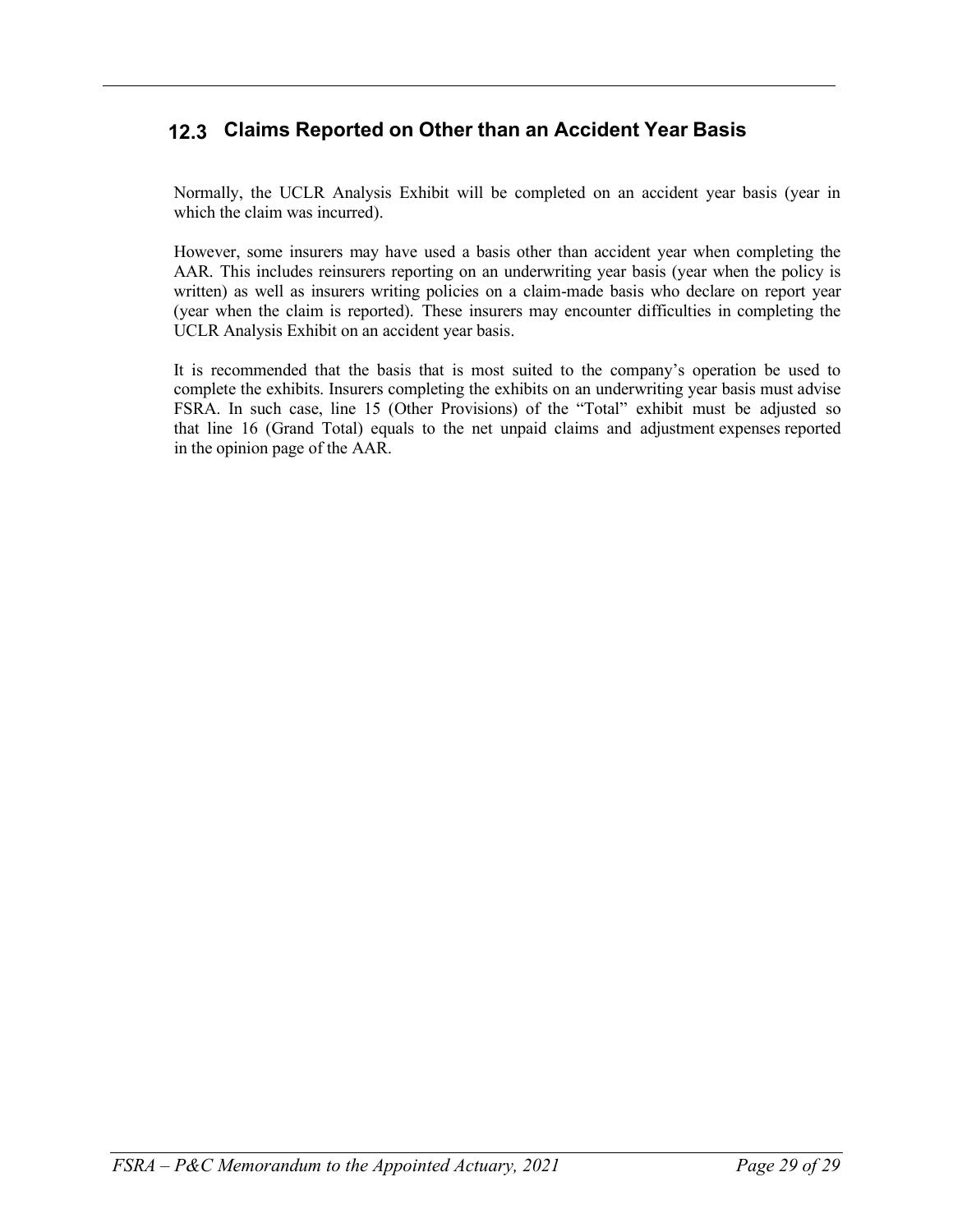## 12.3 Claims Reported on Other than an Accident Year Basis

Normally, the UCLR Analysis Exhibit will be completed on an accident year basis (year in which the claim was incurred).

However, some insurers may have used a basis other than accident year when completing the AAR. This includes reinsurers reporting on an underwriting year basis (year when the policy is written) as well as insurers writing policies on a claim-made basis who declare on report year (year when the claim is reported). These insurers may encounter difficulties in completing the UCLR Analysis Exhibit on an accident year basis.

It is recommended that the basis that is most suited to the company's operation be used to complete the exhibits. Insurers completing the exhibits on an underwriting year basis must advise FSRA. In such case, line 15 (Other Provisions) of the "Total" exhibit must be adjusted so that line 16 (Grand Total) equals to the net unpaid claims and adjustment expenses reported in the opinion page of the AAR.